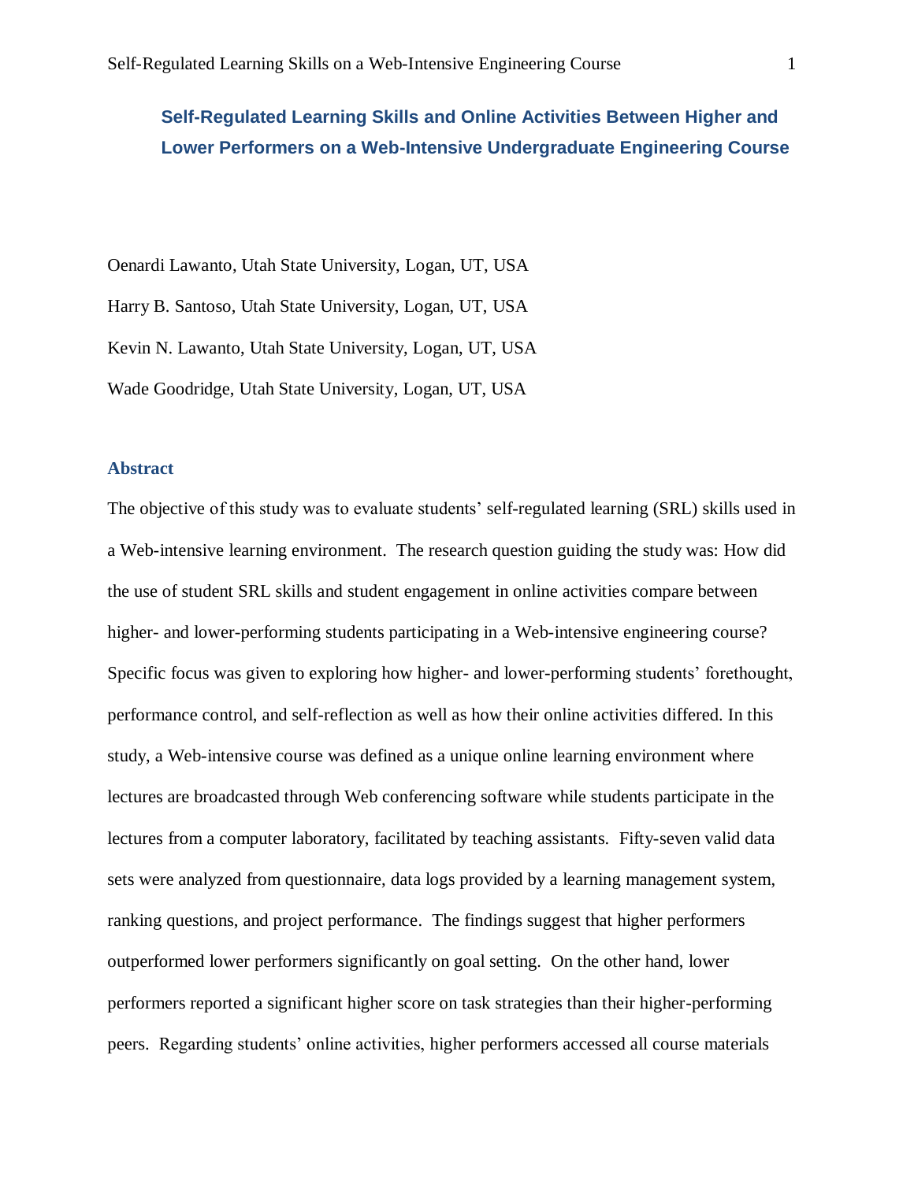# Self-Regulated Learning Skills and Online Activities Between Higher and Lower Performers on a Web-Intensive Undergraduate Engineering Course

Oenardi Lawanto, Utah State University, Logan, UT, USA

Harry B. Santoso, Utah State University, Logan, UT, USA

Kevin N. Lawanto, Utah State University, Logan, UT, USA

Wade Goodridge, Utah State University, Logan, UT, USA

## Abstract

The objective of this study was to evaluate students' self-regulated learning (SRL) skills used in a Web-intensive learning environment. The research question guiding the study was: How did the use of student SRL skills and student engagement in online activities compare between higher- and lower-performing students participating in a Web-intensive engineering course? Specific focus was given to exploring how higher- and lower-performing students' forethought, performance control, and self-reflection as well as how their online activities differed. In this study, a Web-intensive course was defined as a unique online learning environment where lectures are broadcasted through Web conferencing software while students participate in the lectures from a computer laboratory, facilitated by teaching assistants. Fifty-seven valid data sets were analyzed from questionnaire, data logs provided by a learning management system, ranking questions, and project performance. The findings suggest that higher performers outperformed lower performers significantly on goal setting. On the other hand, lower performers reported a significant higher score on task strategies than their higher-performing peers. Regarding students' online activities, higher performers accessed all course materials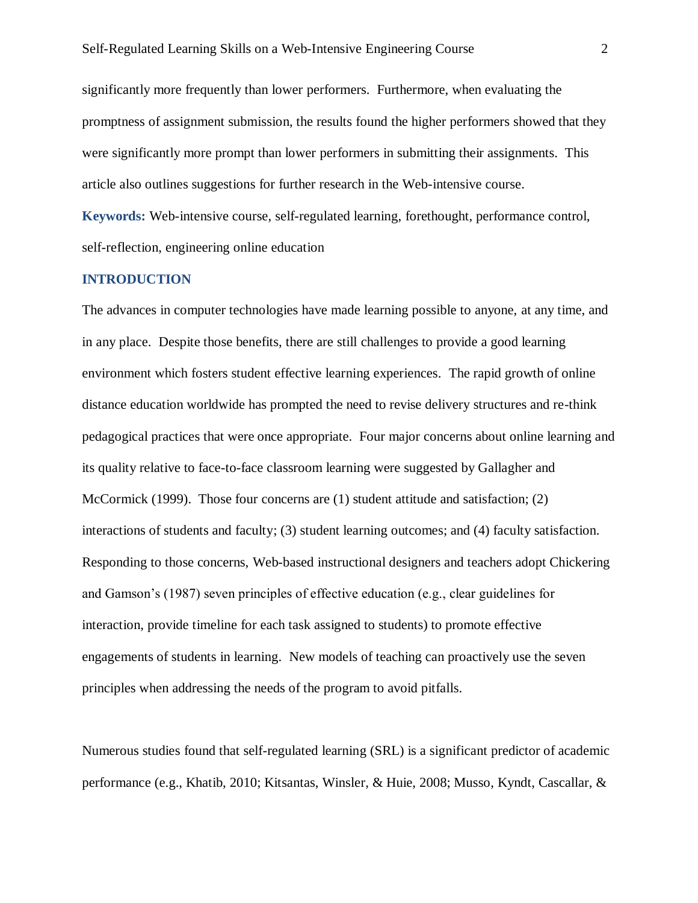significantly more frequently than lower performers. Furthermore, when evaluating the promptness of assignment submission, the results found the higher performers showed that they were significantly more prompt than lower performers in submitting their assignments. This article also outlines suggestions for further research in the Web-intensive course.

**Keywords:** Web-intensive course, self-regulated learning, forethought, performance control, self-reflection, engineering online education

## INTRODUCTION

The advances in computer technologies have made learning possible to anyone, at any time, and in any place. Despite those benefits, there are still challenges to provide a good learning environment which fosters student effective learning experiences. The rapid growth of online distance education worldwide has prompted the need to revise delivery structures and re-think pedagogical practices that were once appropriate. Four major concerns about online learning and its quality relative to face-to-face classroom learning were suggested by Gallagher and McCormick (1999). Those four concerns are (1) student attitude and satisfaction; (2) interactions of students and faculty; (3) student learning outcomes; and (4) faculty satisfaction. Responding to those concerns, Web-based instructional designers and teachers adopt Chickering and Gamson's (1987) seven principles of effective education (e.g., clear guidelines for interaction, provide timeline for each task assigned to students) to promote effective engagements of students in learning. New models of teaching can proactively use the seven principles when addressing the needs of the program to avoid pitfalls.

Numerous studies found that self-regulated learning (SRL) is a significant predictor of academic performance (e.g., Khatib, 2010; Kitsantas, Winsler, & Huie, 2008; Musso, Kyndt, Cascallar, &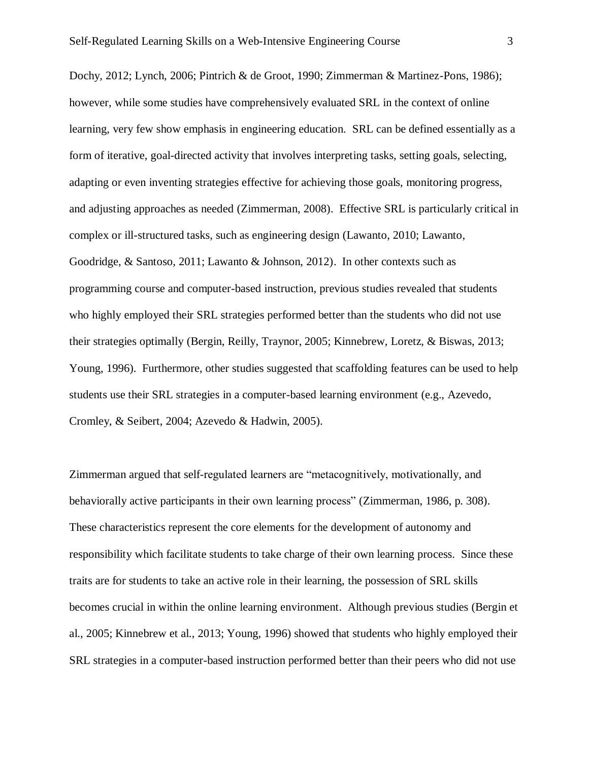Dochy, 2012; Lynch, 2006; Pintrich & de Groot, 1990; Zimmerman & Martinez-Pons, 1986); however, while some studies have comprehensively evaluated SRL in the context of online learning, very few show emphasis in engineering education. SRL can be defined essentially as a form of iterative, goal-directed activity that involves interpreting tasks, setting goals, selecting, adapting or even inventing strategies effective for achieving those goals, monitoring progress, and adjusting approaches as needed (Zimmerman, 2008). Effective SRL is particularly critical in complex or ill-structured tasks, such as engineering design (Lawanto, 2010; Lawanto, Goodridge, & Santoso, 2011; Lawanto & Johnson, 2012). In other contexts such as programming course and computer-based instruction, previous studies revealed that students who highly employed their SRL strategies performed better than the students who did not use their strategies optimally (Bergin, Reilly, Traynor, 2005; Kinnebrew, Loretz, & Biswas, 2013; Young, 1996). Furthermore, other studies suggested that scaffolding features can be used to help students use their SRL strategies in a computer-based learning environment (e.g., Azevedo, Cromley, & Seibert, 2004; Azevedo & Hadwin, 2005).

Zimmerman argued that self-regulated learners are "metacognitively, motivationally, and behaviorally active participants in their own learning process" (Zimmerman, 1986, p. 308). These characteristics represent the core elements for the development of autonomy and responsibility which facilitate students to take charge of their own learning process. Since these traits are for students to take an active role in their learning, the possession of SRL skills becomes crucial in within the online learning environment. Although previous studies (Bergin et al., 2005; Kinnebrew et al., 2013; Young, 1996) showed that students who highly employed their SRL strategies in a computer-based instruction performed better than their peers who did not use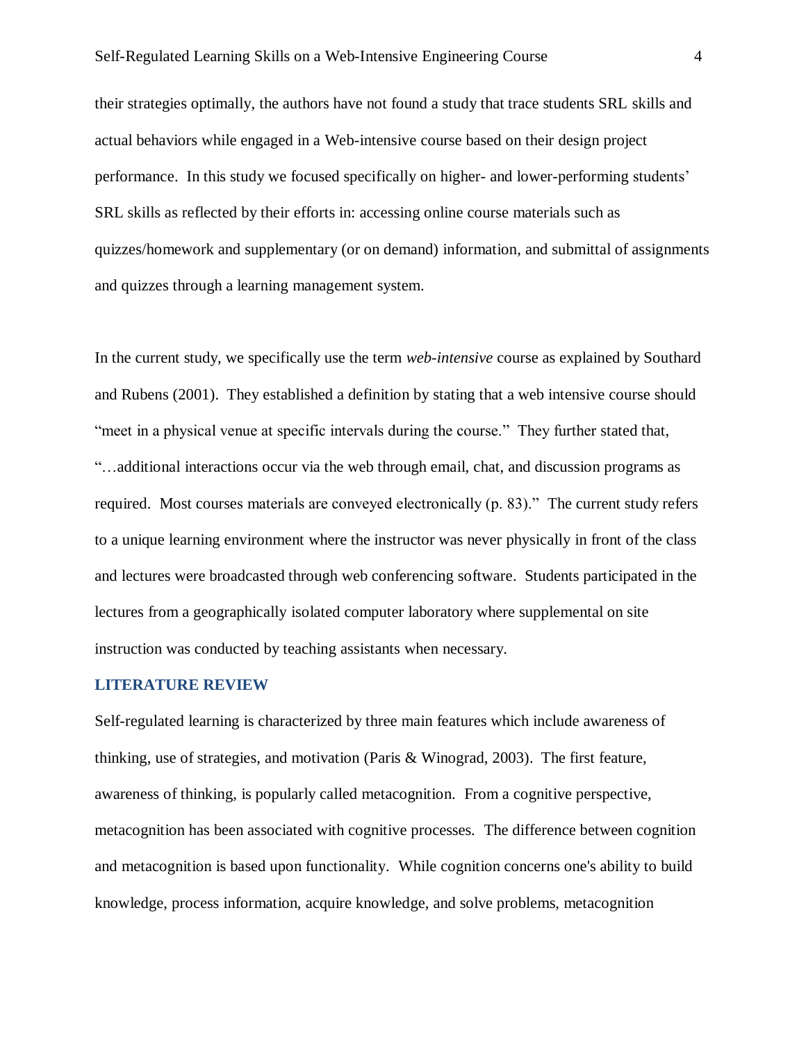their strategies optimally, the authors have not found a study that trace students SRL skills and actual behaviors while engaged in a Web-intensive course based on their design project performance. In this study we focused specifically on higher- and lower-performing students' SRL skills as reflected by their efforts in: accessing online course materials such as quizzes/homework and supplementary (or on demand) information, and submittal of assignments and quizzes through a learning management system.

In the current study, we specifically use the term *web-intensive* course as explained by Southard and Rubens (2001). They established a definition by stating that a web intensive course should "meet in a physical venue at specific intervals during the course." They further stated that, "…additional interactions occur via the web through email, chat, and discussion programs as required. Most courses materials are conveyed electronically (p. 83)." The current study refers to a unique learning environment where the instructor was never physically in front of the class and lectures were broadcasted through web conferencing software. Students participated in the lectures from a geographically isolated computer laboratory where supplemental on site instruction was conducted by teaching assistants when necessary.

## LITERATURE REVIEW

Self-regulated learning is characterized by three main features which include awareness of thinking, use of strategies, and motivation (Paris & Winograd, 2003). The first feature, awareness of thinking, is popularly called metacognition. From a cognitive perspective, metacognition has been associated with cognitive processes. The difference between cognition and metacognition is based upon functionality. While cognition concerns one's ability to build knowledge, process information, acquire knowledge, and solve problems, metacognition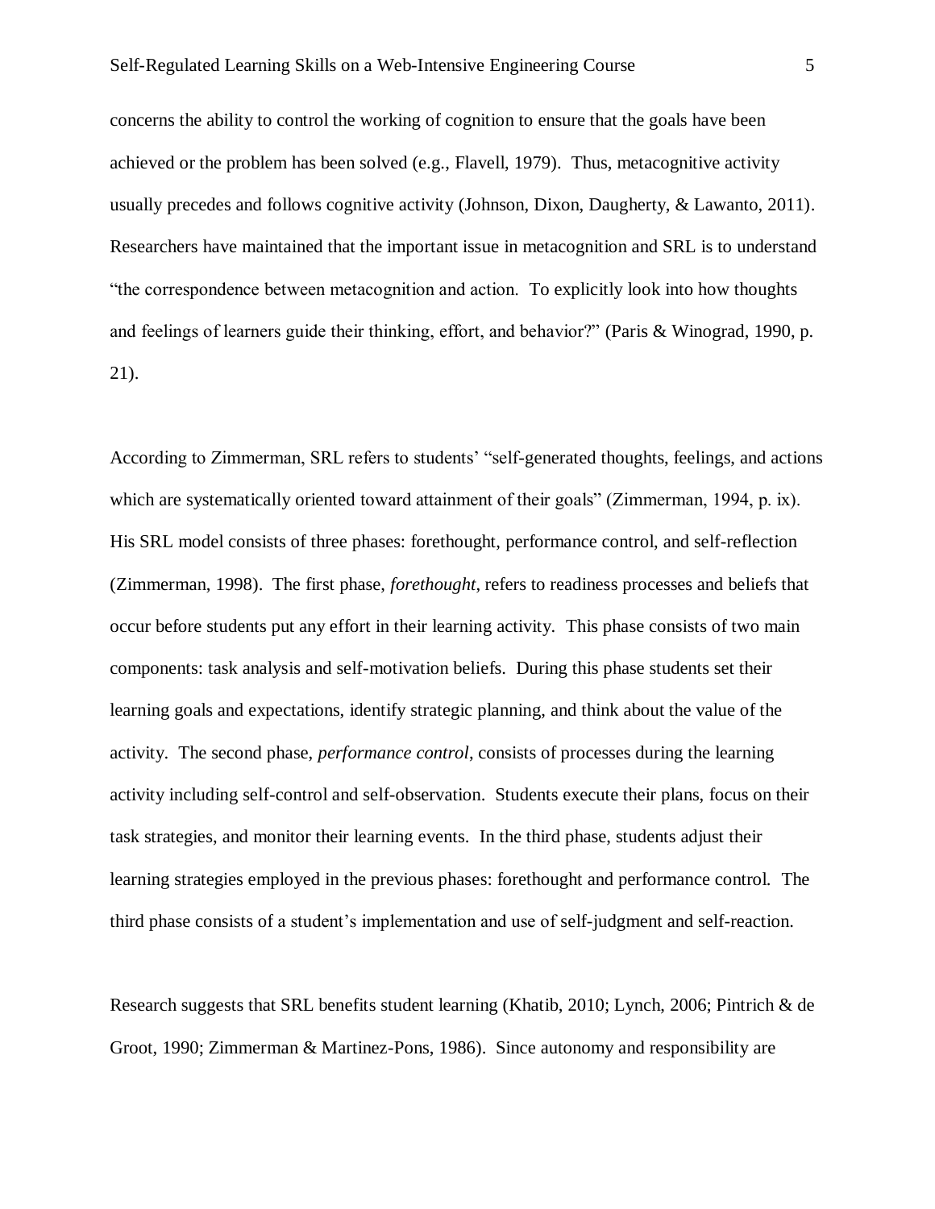concerns the ability to control the working of cognition to ensure that the goals have been achieved or the problem has been solved (e.g., Flavell, 1979). Thus, metacognitive activity usually precedes and follows cognitive activity (Johnson, Dixon, Daugherty, & Lawanto, 2011). Researchers have maintained that the important issue in metacognition and SRL is to understand "the correspondence between metacognition and action. To explicitly look into how thoughts and feelings of learners guide their thinking, effort, and behavior?" (Paris & Winograd, 1990, p. 21).

According to Zimmerman, SRL refers to students' "self-generated thoughts, feelings, and actions which are systematically oriented toward attainment of their goals" (Zimmerman, 1994, p. ix). His SRL model consists of three phases: forethought, performance control, and self-reflection (Zimmerman, 1998). The first phase, *forethought*, refers to readiness processes and beliefs that occur before students put any effort in their learning activity. This phase consists of two main components: task analysis and self-motivation beliefs. During this phase students set their learning goals and expectations, identify strategic planning, and think about the value of the activity. The second phase, *performance control*, consists of processes during the learning activity including self-control and self-observation. Students execute their plans, focus on their task strategies, and monitor their learning events. In the third phase, students adjust their learning strategies employed in the previous phases: forethought and performance control. The third phase consists of a student's implementation and use of self-judgment and self-reaction.

Research suggests that SRL benefits student learning (Khatib, 2010; Lynch, 2006; Pintrich & de Groot, 1990; Zimmerman & Martinez-Pons, 1986). Since autonomy and responsibility are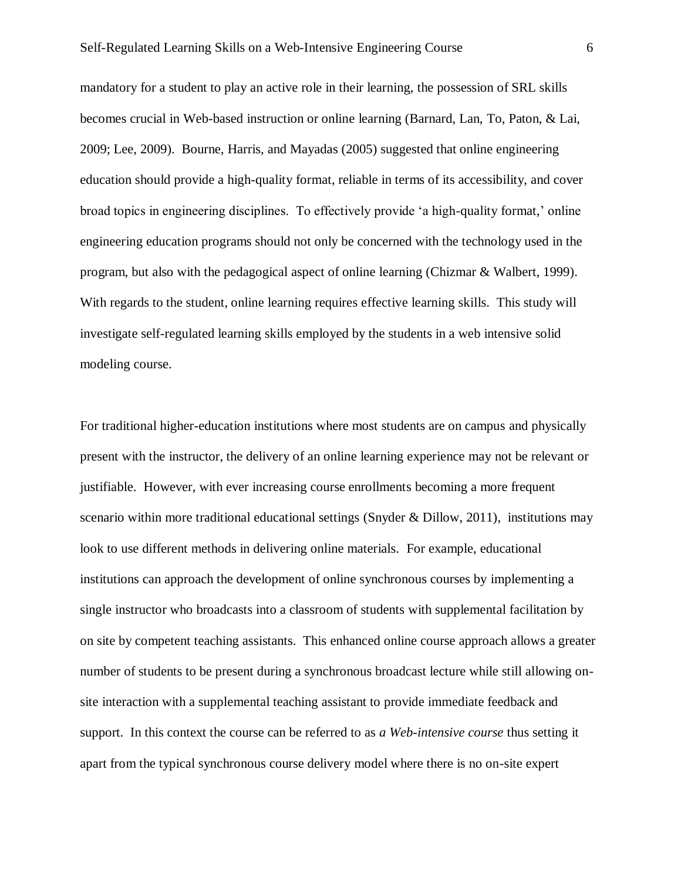mandatory for a student to play an active role in their learning, the possession of SRL skills becomes crucial in Web-based instruction or online learning (Barnard, Lan, To, Paton, & Lai, 2009; Lee, 2009). Bourne, Harris, and Mayadas (2005) suggested that online engineering education should provide a high-quality format, reliable in terms of its accessibility, and cover broad topics in engineering disciplines. To effectively provide 'a high-quality format,' online engineering education programs should not only be concerned with the technology used in the program, but also with the pedagogical aspect of online learning (Chizmar & Walbert, 1999). With regards to the student, online learning requires effective learning skills. This study will investigate self-regulated learning skills employed by the students in a web intensive solid modeling course.

For traditional higher-education institutions where most students are on campus and physically present with the instructor, the delivery of an online learning experience may not be relevant or justifiable. However, with ever increasing course enrollments becoming a more frequent scenario within more traditional educational settings (Snyder & Dillow, 2011), institutions may look to use different methods in delivering online materials. For example, educational institutions can approach the development of online synchronous courses by implementing a single instructor who broadcasts into a classroom of students with supplemental facilitation by on site by competent teaching assistants. This enhanced online course approach allows a greater number of students to be present during a synchronous broadcast lecture while still allowing on-site interaction with a supplemental teaching assistant to provide immediate feedback and support. In this context the course can be referred to as *a Web-intensive course* thus setting it apart from the typical synchronous course delivery model where there is no on-site expert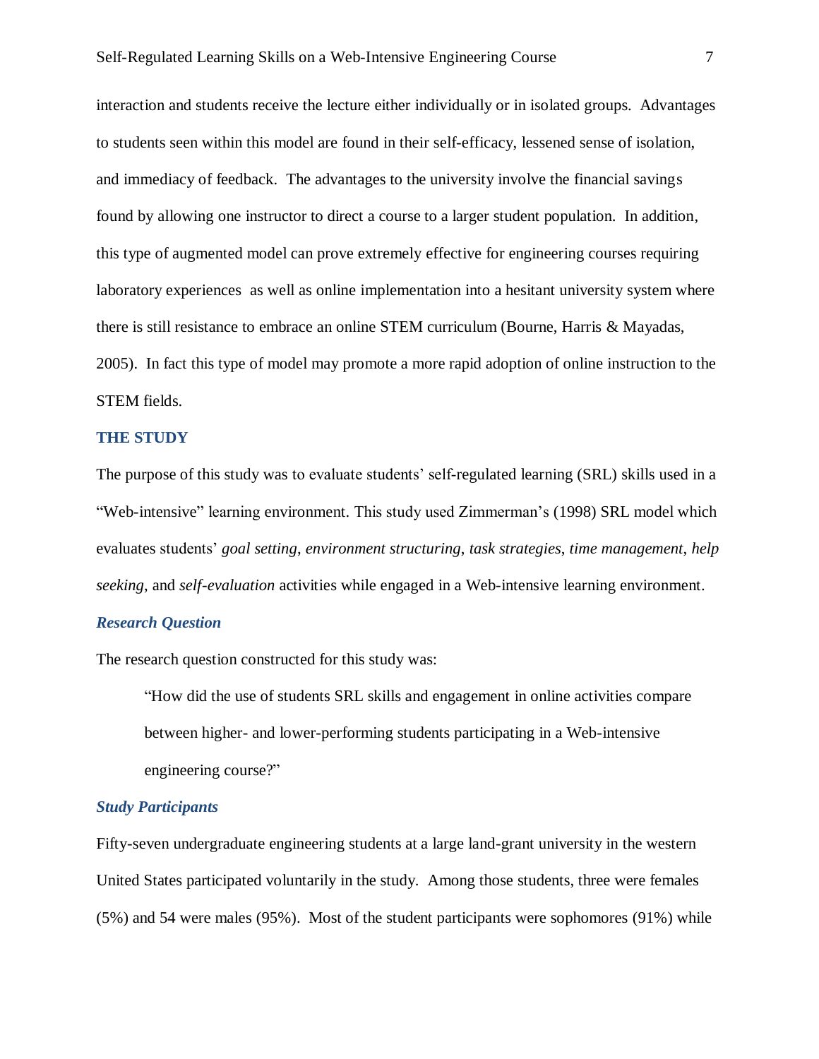interaction and students receive the lecture either individually or in isolated groups. Advantages to students seen within this model are found in their self-efficacy, lessened sense of isolation, and immediacy of feedback. The advantages to the university involve the financial savings found by allowing one instructor to direct a course to a larger student population. In addition, this type of augmented model can prove extremely effective for engineering courses requiring laboratory experiences as well as online implementation into a hesitant university system where there is still resistance to embrace an online STEM curriculum (Bourne, Harris & Mayadas, 2005). In fact this type of model may promote a more rapid adoption of online instruction to the STEM fields.

## THE STUDY

The purpose of this study was to evaluate students' self-regulated learning (SRL) skills used in a "Web-intensive" learning environment. This study used Zimmerman's (1998) SRL model which evaluates students' *goal setting*, *environment structuring*, *task strategies*, *time management*, *help seeking*, and *self-evaluation* activities while engaged in a Web-intensive learning environment.

### *Research Question*

The research question constructed for this study was:

> "How did the use of students SRL skills and engagement in online activities compare between higher- and lower-performing students participating in a Web-intensive engineering course?"

### *Study Participants*

Fifty-seven undergraduate engineering students at a large land-grant university in the western United States participated voluntarily in the study. Among those students, three were females (5%) and 54 were males (95%). Most of the student participants were sophomores (91%) while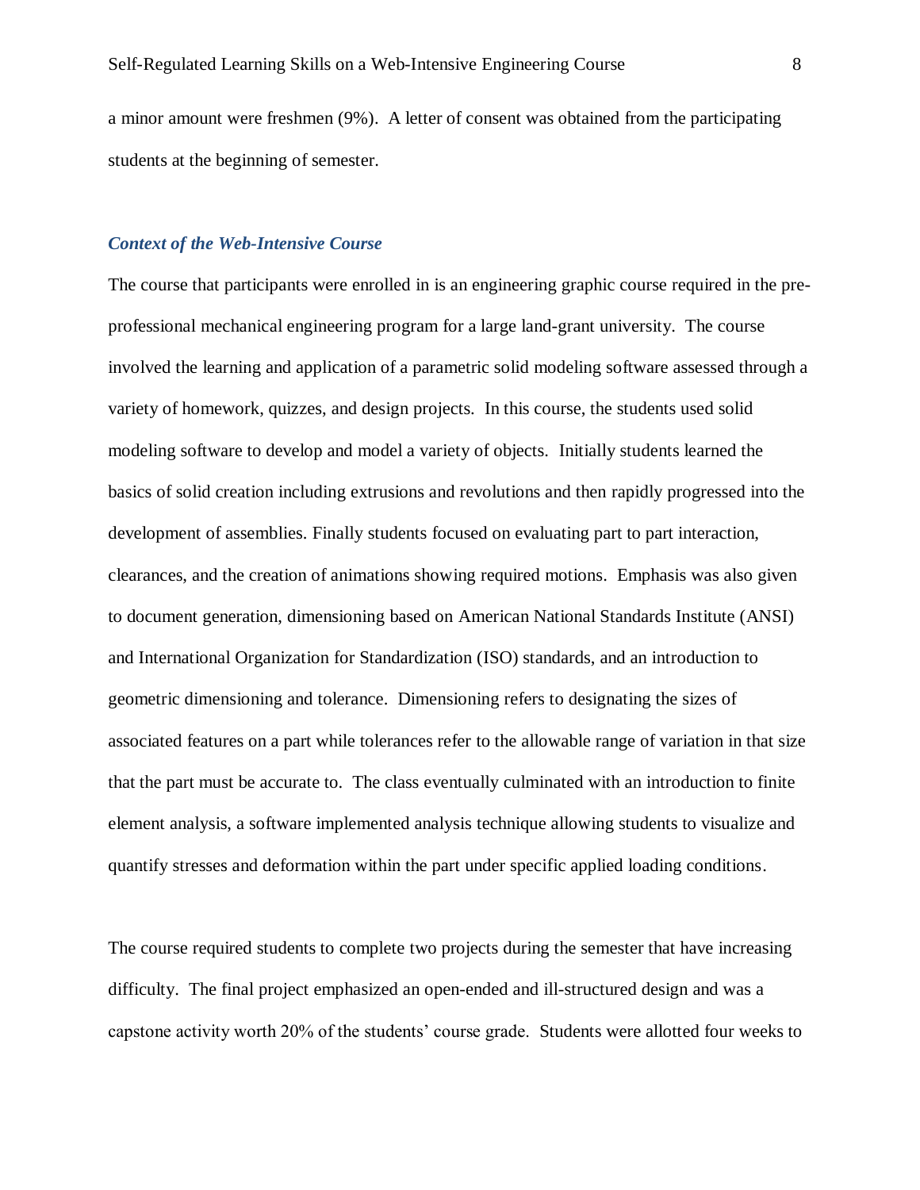a minor amount were freshmen (9%). A letter of consent was obtained from the participating students at the beginning of semester.

### *Context of the Web-Intensive Course*

The course that participants were enrolled in is an engineering graphic course required in the pre-professional mechanical engineering program for a large land-grant university. The course involved the learning and application of a parametric solid modeling software assessed through a variety of homework, quizzes, and design projects. In this course, the students used solid modeling software to develop and model a variety of objects. Initially students learned the basics of solid creation including extrusions and revolutions and then rapidly progressed into the development of assemblies. Finally students focused on evaluating part to part interaction, clearances, and the creation of animations showing required motions. Emphasis was also given to document generation, dimensioning based on American National Standards Institute (ANSI) and International Organization for Standardization (ISO) standards, and an introduction to geometric dimensioning and tolerance. Dimensioning refers to designating the sizes of associated features on a part while tolerances refer to the allowable range of variation in that size that the part must be accurate to. The class eventually culminated with an introduction to finite element analysis, a software implemented analysis technique allowing students to visualize and quantify stresses and deformation within the part under specific applied loading conditions.

The course required students to complete two projects during the semester that have increasing difficulty. The final project emphasized an open-ended and ill-structured design and was a capstone activity worth 20% of the students' course grade. Students were allotted four weeks to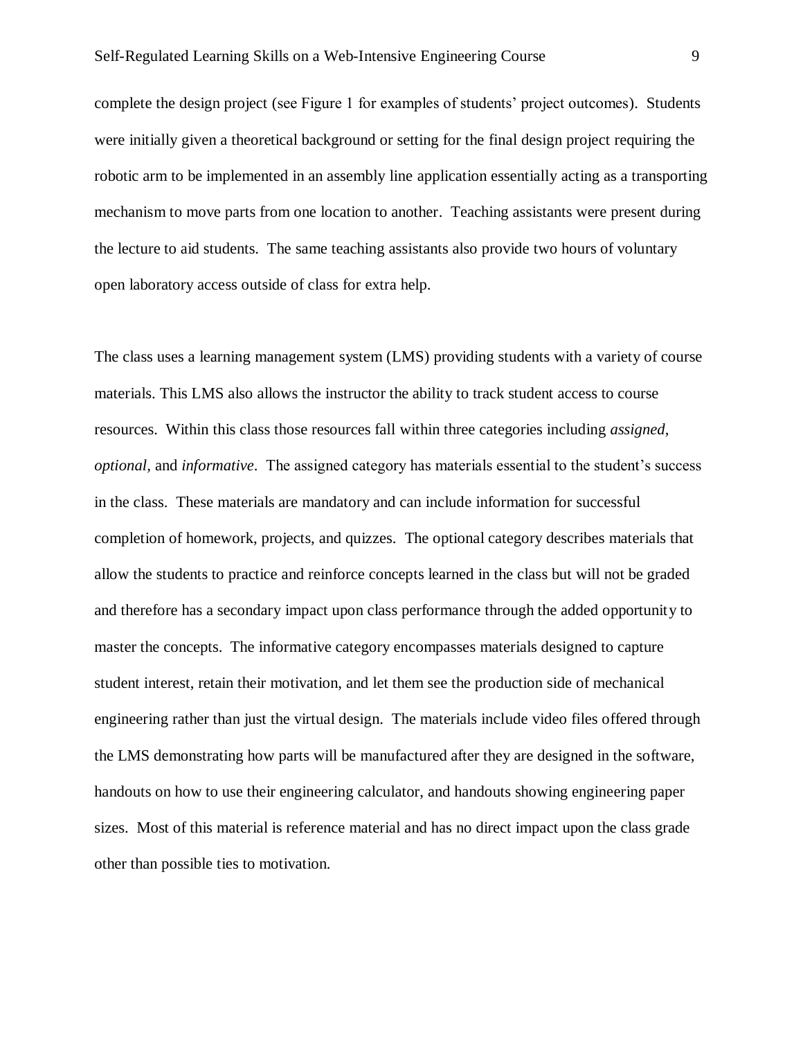complete the design project (see Figure 1 for examples of students' project outcomes). Students were initially given a theoretical background or setting for the final design project requiring the robotic arm to be implemented in an assembly line application essentially acting as a transporting mechanism to move parts from one location to another. Teaching assistants were present during the lecture to aid students. The same teaching assistants also provide two hours of voluntary open laboratory access outside of class for extra help.

The class uses a learning management system (LMS) providing students with a variety of course materials. This LMS also allows the instructor the ability to track student access to course resources. Within this class those resources fall within three categories including *assigned*, *optional,* and *informative*. The assigned category has materials essential to the student's success in the class. These materials are mandatory and can include information for successful completion of homework, projects, and quizzes. The optional category describes materials that allow the students to practice and reinforce concepts learned in the class but will not be graded and therefore has a secondary impact upon class performance through the added opportunity to master the concepts. The informative category encompasses materials designed to capture student interest, retain their motivation, and let them see the production side of mechanical engineering rather than just the virtual design. The materials include video files offered through the LMS demonstrating how parts will be manufactured after they are designed in the software, handouts on how to use their engineering calculator, and handouts showing engineering paper sizes. Most of this material is reference material and has no direct impact upon the class grade other than possible ties to motivation.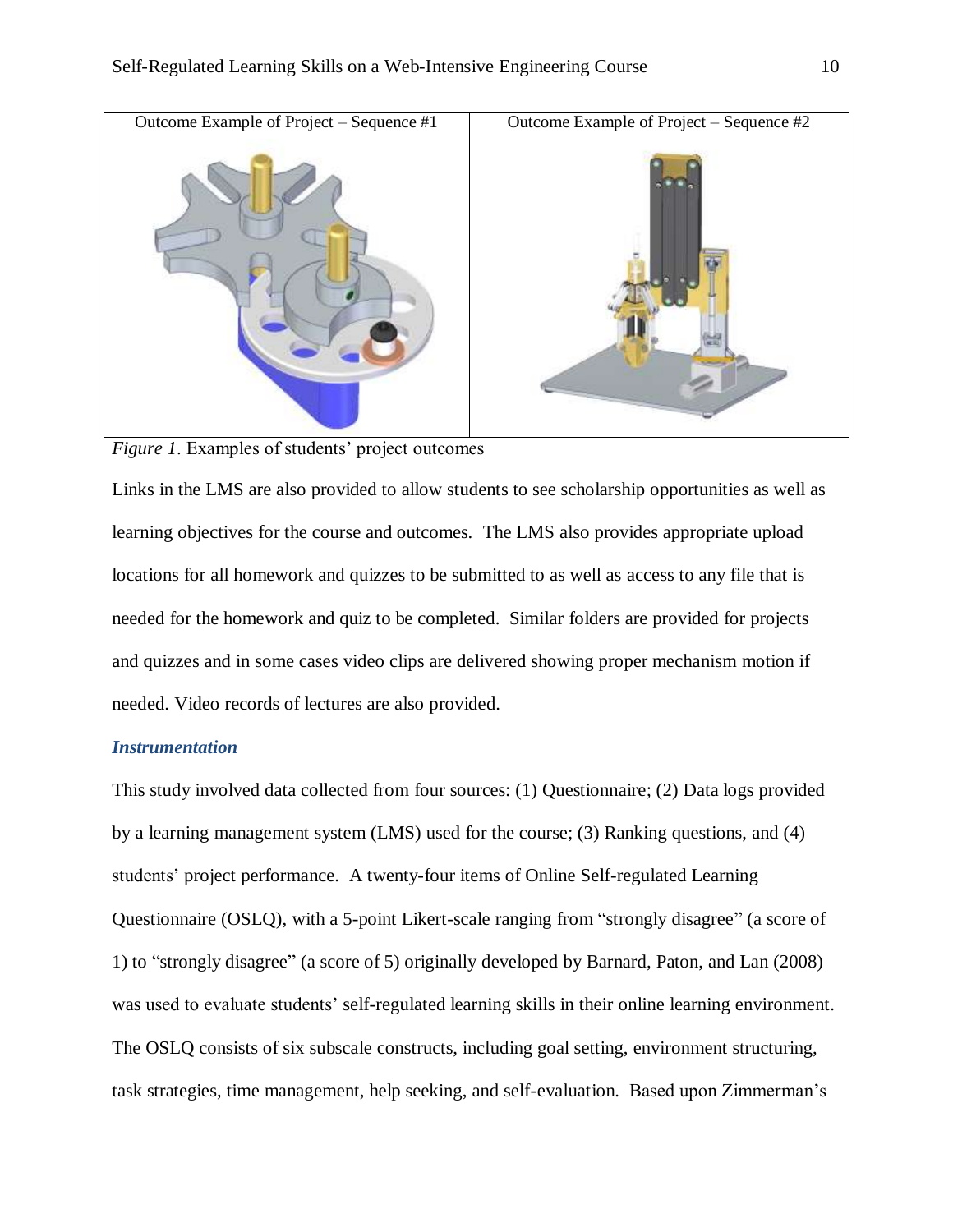| Outcome Example of Project – Sequence #1 | Outcome Example of Project – Sequence #2 |
| --- | --- |
| | |

*Figure 1*. Examples of students' project outcomes

Links in the LMS are also provided to allow students to see scholarship opportunities as well as learning objectives for the course and outcomes. The LMS also provides appropriate upload locations for all homework and quizzes to be submitted to as well as access to any file that is needed for the homework and quiz to be completed. Similar folders are provided for projects and quizzes and in some cases video clips are delivered showing proper mechanism motion if needed. Video records of lectures are also provided.

### *Instrumentation*

This study involved data collected from four sources: (1) Questionnaire; (2) Data logs provided by a learning management system (LMS) used for the course; (3) Ranking questions, and (4) students' project performance. A twenty-four items of Online Self-regulated Learning Questionnaire (OSLQ), with a 5-point Likert-scale ranging from "strongly disagree" (a score of 1) to "strongly disagree" (a score of 5) originally developed by Barnard, Paton, and Lan (2008) was used to evaluate students' self-regulated learning skills in their online learning environment. The OSLQ consists of six subscale constructs, including goal setting, environment structuring, task strategies, time management, help seeking, and self-evaluation. Based upon Zimmerman's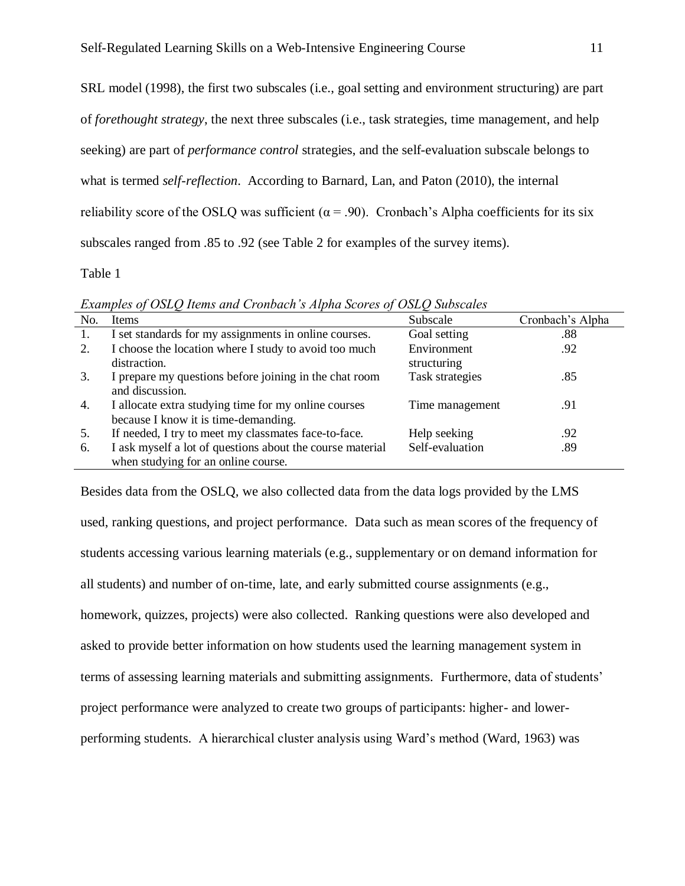SRL model (1998), the first two subscales (i.e., goal setting and environment structuring) are part of *forethought strategy*, the next three subscales (i.e., task strategies, time management, and help seeking) are part of *performance control* strategies, and the self-evaluation subscale belongs to what is termed *self-reflection*. According to Barnard, Lan, and Paton (2010), the internal reliability score of the OSLQ was sufficient ($\alpha = .90$). Cronbach's Alpha coefficients for its six subscales ranged from .85 to .92 (see Table 2 for examples of the survey items).

Table 1

*Examples of OSLQ Items and Cronbach's Alpha Scores of OSLQ Subscales*

| No. | Items | Subscale | Cronbach's Alpha |
|---|---|---|---|
| 1. | I set standards for my assignments in online courses. | Goal setting | .88 |
| 2. | I choose the location where I study to avoid too much distraction. | Environment structuring | .92 |
| 3. | I prepare my questions before joining in the chat room and discussion. | Task strategies | .85 |
| 4. | I allocate extra studying time for my online courses because I know it is time-demanding. | Time management | .91 |
| 5. | If needed, I try to meet my classmates face-to-face. | Help seeking | .92 |
| 6. | I ask myself a lot of questions about the course material when studying for an online course. | Self-evaluation | .89 |

Besides data from the OSLQ, we also collected data from the data logs provided by the LMS used, ranking questions, and project performance. Data such as mean scores of the frequency of students accessing various learning materials (e.g., supplementary or on demand information for all students) and number of on-time, late, and early submitted course assignments (e.g., homework, quizzes, projects) were also collected. Ranking questions were also developed and asked to provide better information on how students used the learning management system in terms of assessing learning materials and submitting assignments. Furthermore, data of students' project performance were analyzed to create two groups of participants: higher- and lower-performing students. A hierarchical cluster analysis using Ward's method (Ward, 1963) was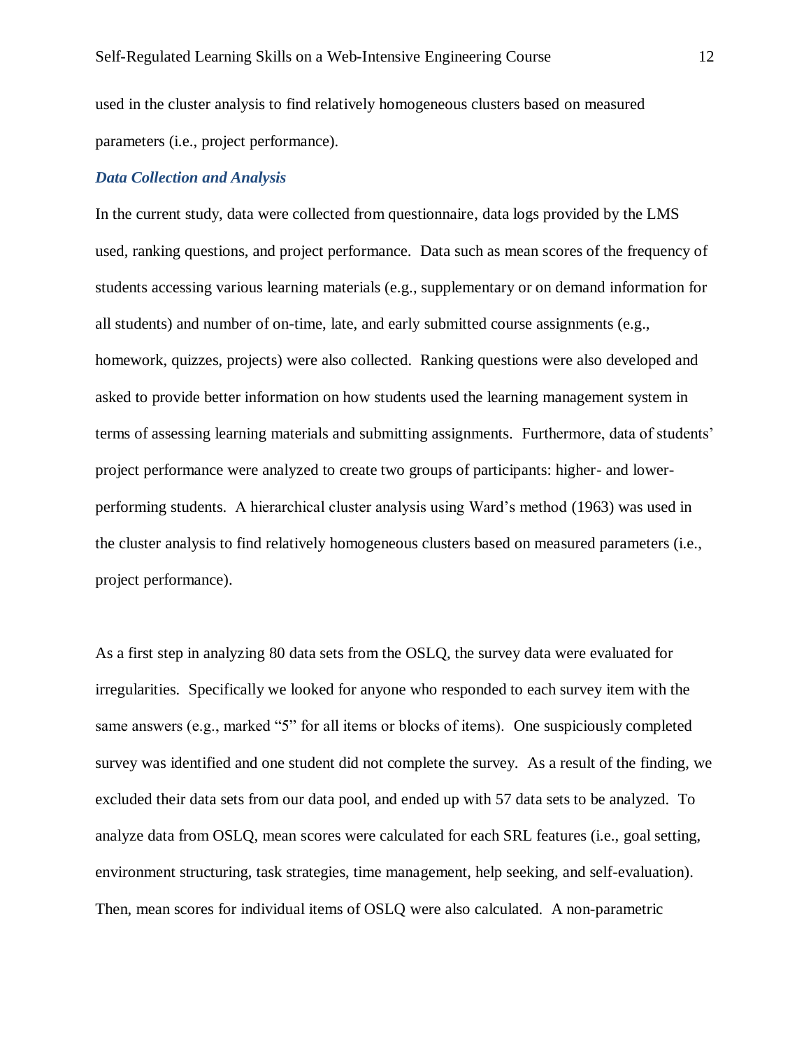used in the cluster analysis to find relatively homogeneous clusters based on measured parameters (i.e., project performance).

### *Data Collection and Analysis*

In the current study, data were collected from questionnaire, data logs provided by the LMS used, ranking questions, and project performance. Data such as mean scores of the frequency of students accessing various learning materials (e.g., supplementary or on demand information for all students) and number of on-time, late, and early submitted course assignments (e.g., homework, quizzes, projects) were also collected. Ranking questions were also developed and asked to provide better information on how students used the learning management system in terms of assessing learning materials and submitting assignments. Furthermore, data of students' project performance were analyzed to create two groups of participants: higher- and lower-performing students. A hierarchical cluster analysis using Ward's method (1963) was used in the cluster analysis to find relatively homogeneous clusters based on measured parameters (i.e., project performance).

As a first step in analyzing 80 data sets from the OSLQ, the survey data were evaluated for irregularities. Specifically we looked for anyone who responded to each survey item with the same answers (e.g., marked "5" for all items or blocks of items). One suspiciously completed survey was identified and one student did not complete the survey. As a result of the finding, we excluded their data sets from our data pool, and ended up with 57 data sets to be analyzed. To analyze data from OSLQ, mean scores were calculated for each SRL features (i.e., goal setting, environment structuring, task strategies, time management, help seeking, and self-evaluation). Then, mean scores for individual items of OSLQ were also calculated. A non-parametric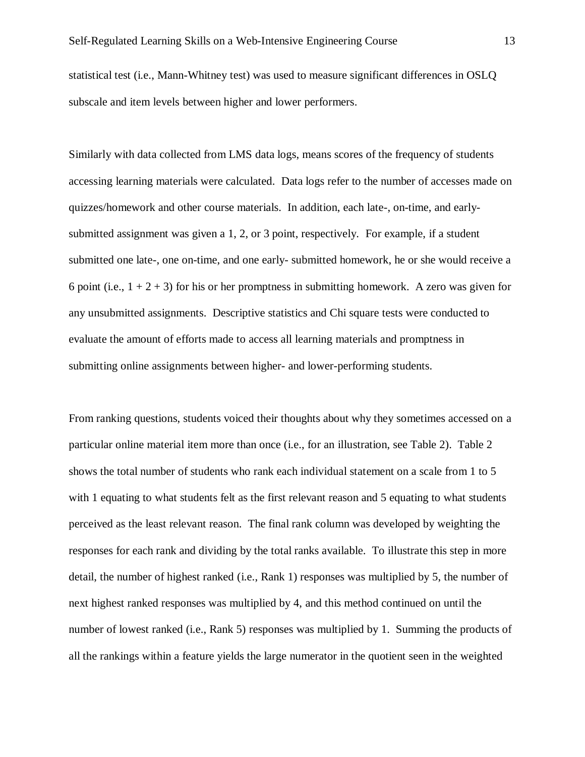statistical test (i.e., Mann-Whitney test) was used to measure significant differences in OSLQ subscale and item levels between higher and lower performers.

Similarly with data collected from LMS data logs, means scores of the frequency of students accessing learning materials were calculated. Data logs refer to the number of accesses made on quizzes/homework and other course materials. In addition, each late-, on-time, and early-submitted assignment was given a 1, 2, or 3 point, respectively. For example, if a student submitted one late-, one on-time, and one early- submitted homework, he or she would receive a 6 point (i.e., $1 + 2 + 3$) for his or her promptness in submitting homework. A zero was given for any unsubmitted assignments. Descriptive statistics and Chi square tests were conducted to evaluate the amount of efforts made to access all learning materials and promptness in submitting online assignments between higher- and lower-performing students.

From ranking questions, students voiced their thoughts about why they sometimes accessed on a particular online material item more than once (i.e., for an illustration, see Table 2). Table 2 shows the total number of students who rank each individual statement on a scale from 1 to 5 with 1 equating to what students felt as the first relevant reason and 5 equating to what students perceived as the least relevant reason. The final rank column was developed by weighting the responses for each rank and dividing by the total ranks available. To illustrate this step in more detail, the number of highest ranked (i.e., Rank 1) responses was multiplied by 5, the number of next highest ranked responses was multiplied by 4, and this method continued on until the number of lowest ranked (i.e., Rank 5) responses was multiplied by 1. Summing the products of all the rankings within a feature yields the large numerator in the quotient seen in the weighted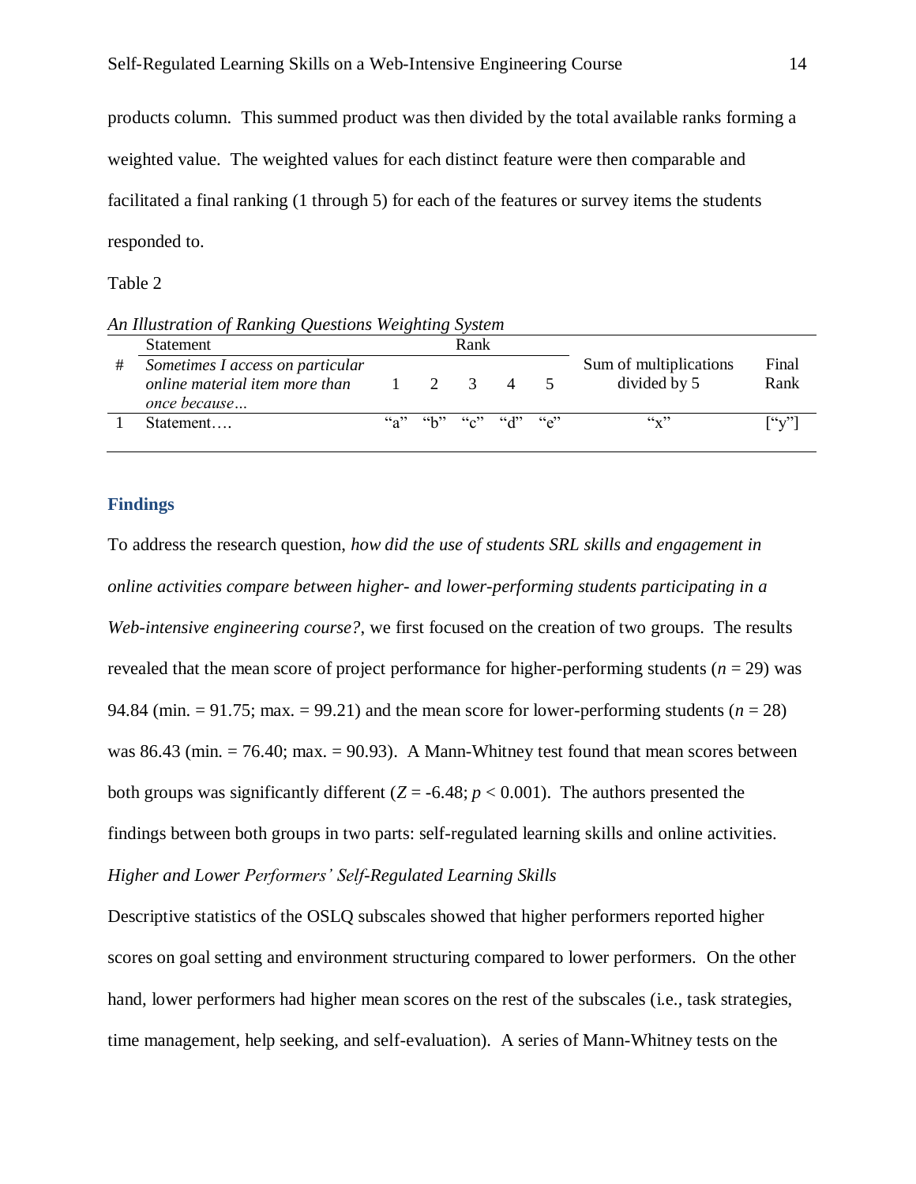products column. This summed product was then divided by the total available ranks forming a weighted value. The weighted values for each distinct feature were then comparable and facilitated a final ranking (1 through 5) for each of the features or survey items the students responded to.

Table 2

*An Illustration of Ranking Questions Weighting System*

| # | Statement<br>*Sometimes I access on particular online material item more than once because…* | Rank<br>1 | <br>2 | <br>3 | <br>4 | <br>5 | Sum of multiplications divided by 5 | Final Rank |
|---|---|---|---|---|---|---|---|---|
| 1 | Statement…. | "a" | "b" | "c" | "d" | "e" | "x" | ["y"] |

## Findings

To address the research question, *how did the use of students SRL skills and engagement in online activities compare between higher- and lower-performing students participating in a Web-intensive engineering course?*, we first focused on the creation of two groups. The results revealed that the mean score of project performance for higher-performing students ($n = 29$) was 94.84 (min. = 91.75; max. = 99.21) and the mean score for lower-performing students ($n = 28$) was 86.43 (min. = 76.40; max. = 90.93). A Mann-Whitney test found that mean scores between both groups was significantly different ($Z = -6.48$; $p < 0.001$). The authors presented the findings between both groups in two parts: self-regulated learning skills and online activities.

### *Higher and Lower Performers' Self-Regulated Learning Skills*

Descriptive statistics of the OSLQ subscales showed that higher performers reported higher scores on goal setting and environment structuring compared to lower performers. On the other hand, lower performers had higher mean scores on the rest of the subscales (i.e., task strategies, time management, help seeking, and self-evaluation). A series of Mann-Whitney tests on the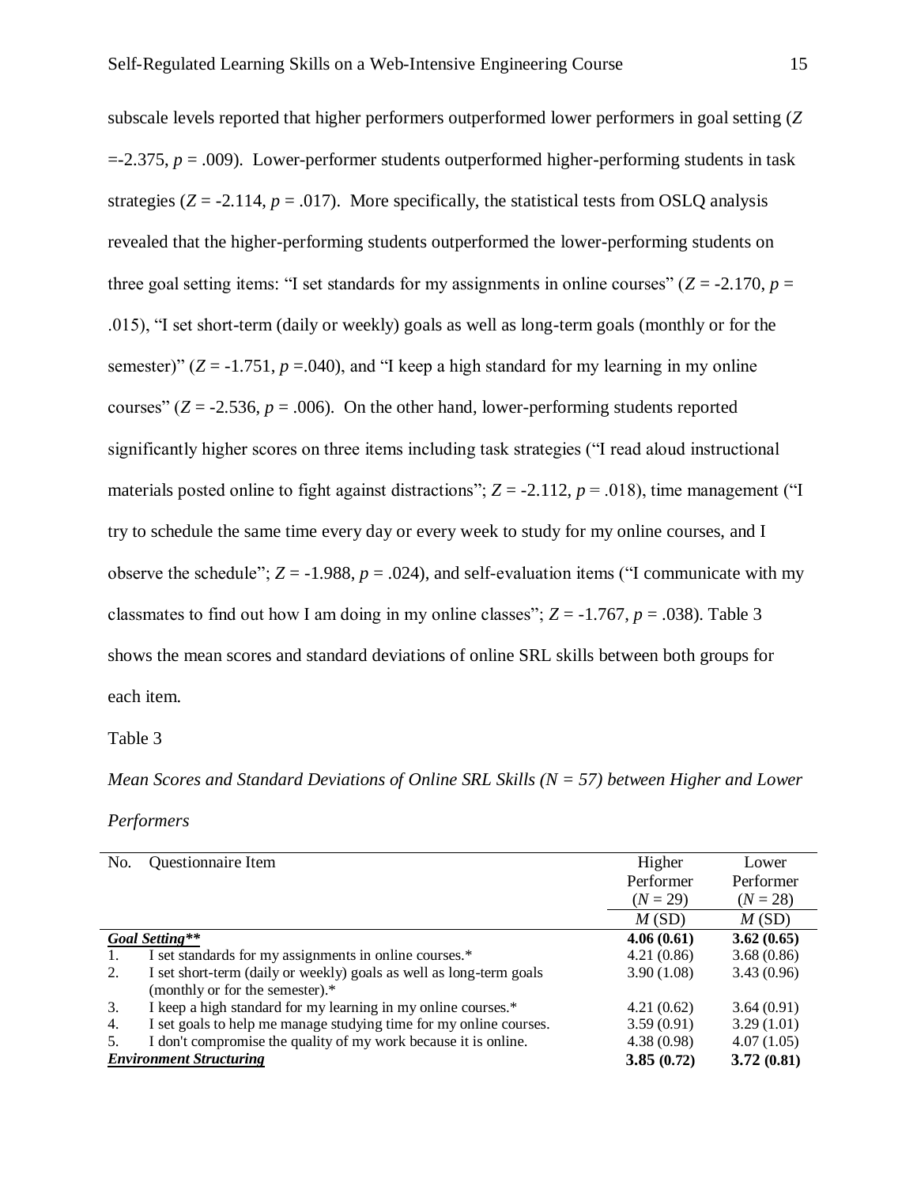subscale levels reported that higher performers outperformed lower performers in goal setting ($Z$ =-2.375, $p$ = .009). Lower-performer students outperformed higher-performing students in task strategies ($Z$ = -2.114, $p$ = .017). More specifically, the statistical tests from OSLQ analysis revealed that the higher-performing students outperformed the lower-performing students on three goal setting items: "I set standards for my assignments in online courses" ($Z$ = -2.170, $p$ = .015), "I set short-term (daily or weekly) goals as well as long-term goals (monthly or for the semester)" ($Z$ = -1.751, $p$ =.040), and "I keep a high standard for my learning in my online courses" ($Z$ = -2.536, $p$ = .006). On the other hand, lower-performing students reported significantly higher scores on three items including task strategies ("I read aloud instructional materials posted online to fight against distractions"; $Z$ = -2.112, $p$ = .018), time management ("I try to schedule the same time every day or every week to study for my online courses, and I observe the schedule"; $Z$ = -1.988, $p$ = .024), and self-evaluation items ("I communicate with my classmates to find out how I am doing in my online classes"; $Z$ = -1.767, $p$ = .038). Table 3 shows the mean scores and standard deviations of online SRL skills between both groups for each item.

Table 3

*Mean Scores and Standard Deviations of Online SRL Skills (N = 57) between Higher and Lower Performers*

| No. | Questionnaire Item | Higher Performer ($N$ = 29) | Lower Performer ($N$ = 28) |
|---|---|---|---|
| | | $M$ (SD) | $M$ (SD) |
| ***Goal Setting**** | | **4.06 (0.61)** | **3.62 (0.65)** |
| 1. | I set standards for my assignments in online courses.* | 4.21 (0.86) | 3.68 (0.86) |
| 2. | I set short-term (daily or weekly) goals as well as long-term goals (monthly or for the semester).* | 3.90 (1.08) | 3.43 (0.96) |
| 3. | I keep a high standard for my learning in my online courses.* | 4.21 (0.62) | 3.64 (0.91) |
| 4. | I set goals to help me manage studying time for my online courses. | 3.59 (0.91) | 3.29 (1.01) |
| 5. | I don't compromise the quality of my work because it is online. | 4.38 (0.98) | 4.07 (1.05) |
| ***Environment Structuring*** | | **3.85 (0.72)** | **3.72 (0.81)** |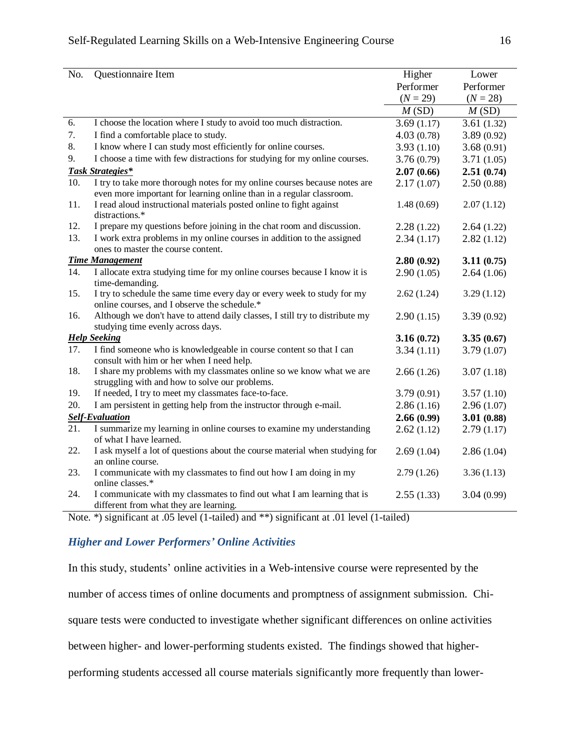| No. | Questionnaire Item | Higher Performer ($N$ = 29) | Lower Performer ($N$ = 28) |
|---|---|---|---|
| | | $M$ (SD) | $M$ (SD) |
| 6. | I choose the location where I study to avoid too much distraction. | 3.69 (1.17) | 3.61 (1.32) |
| 7. | I find a comfortable place to study. | 4.03 (0.78) | 3.89 (0.92) |
| 8. | I know where I can study most efficiently for online courses. | 3.93 (1.10) | 3.68 (0.91) |
| 9. | I choose a time with few distractions for studying for my online courses. | 3.76 (0.79) | 3.71 (1.05) |
| ***Task Strategies**** | | **2.07 (0.66)** | **2.51 (0.74)** |
| 10. | I try to take more thorough notes for my online courses because notes are even more important for learning online than in a regular classroom. | 2.17 (1.07) | 2.50 (0.88) |
| 11. | I read aloud instructional materials posted online to fight against distractions.* | 1.48 (0.69) | 2.07 (1.12) |
| 12. | I prepare my questions before joining in the chat room and discussion. | 2.28 (1.22) | 2.64 (1.22) |
| 13. | I work extra problems in my online courses in addition to the assigned ones to master the course content. | 2.34 (1.17) | 2.82 (1.12) |
| ***Time Management*** | | **2.80 (0.92)** | **3.11 (0.75)** |
| 14. | I allocate extra studying time for my online courses because I know it is time-demanding. | 2.90 (1.05) | 2.64 (1.06) |
| 15. | I try to schedule the same time every day or every week to study for my online courses, and I observe the schedule.* | 2.62 (1.24) | 3.29 (1.12) |
| 16. | Although we don't have to attend daily classes, I still try to distribute my studying time evenly across days. | 2.90 (1.15) | 3.39 (0.92) |
| ***Help Seeking*** | | **3.16 (0.72)** | **3.35 (0.67)** |
| 17. | I find someone who is knowledgeable in course content so that I can consult with him or her when I need help. | 3.34 (1.11) | 3.79 (1.07) |
| 18. | I share my problems with my classmates online so we know what we are struggling with and how to solve our problems. | 2.66 (1.26) | 3.07 (1.18) |
| 19. | If needed, I try to meet my classmates face-to-face. | 3.79 (0.91) | 3.57 (1.10) |
| 20. | I am persistent in getting help from the instructor through e-mail. | 2.86 (1.16) | 2.96 (1.07) |
| ***Self-Evaluation*** | | **2.66 (0.99)** | **3.01 (0.88)** |
| 21. | I summarize my learning in online courses to examine my understanding of what I have learned. | 2.62 (1.12) | 2.79 (1.17) |
| 22. | I ask myself a lot of questions about the course material when studying for an online course. | 2.69 (1.04) | 2.86 (1.04) |
| 23. | I communicate with my classmates to find out how I am doing in my online classes.* | 2.79 (1.26) | 3.36 (1.13) |
| 24. | I communicate with my classmates to find out what I am learning that is different from what they are learning. | 2.55 (1.33) | 3.04 (0.99) |

Note. *) significant at .05 level (1-tailed) and **) significant at .01 level (1-tailed)

### *Higher and Lower Performers' Online Activities*

In this study, students' online activities in a Web-intensive course were represented by the number of access times of online documents and promptness of assignment submission. Chi-square tests were conducted to investigate whether significant differences on online activities between higher- and lower-performing students existed. The findings showed that higher-performing students accessed all course materials significantly more frequently than lower-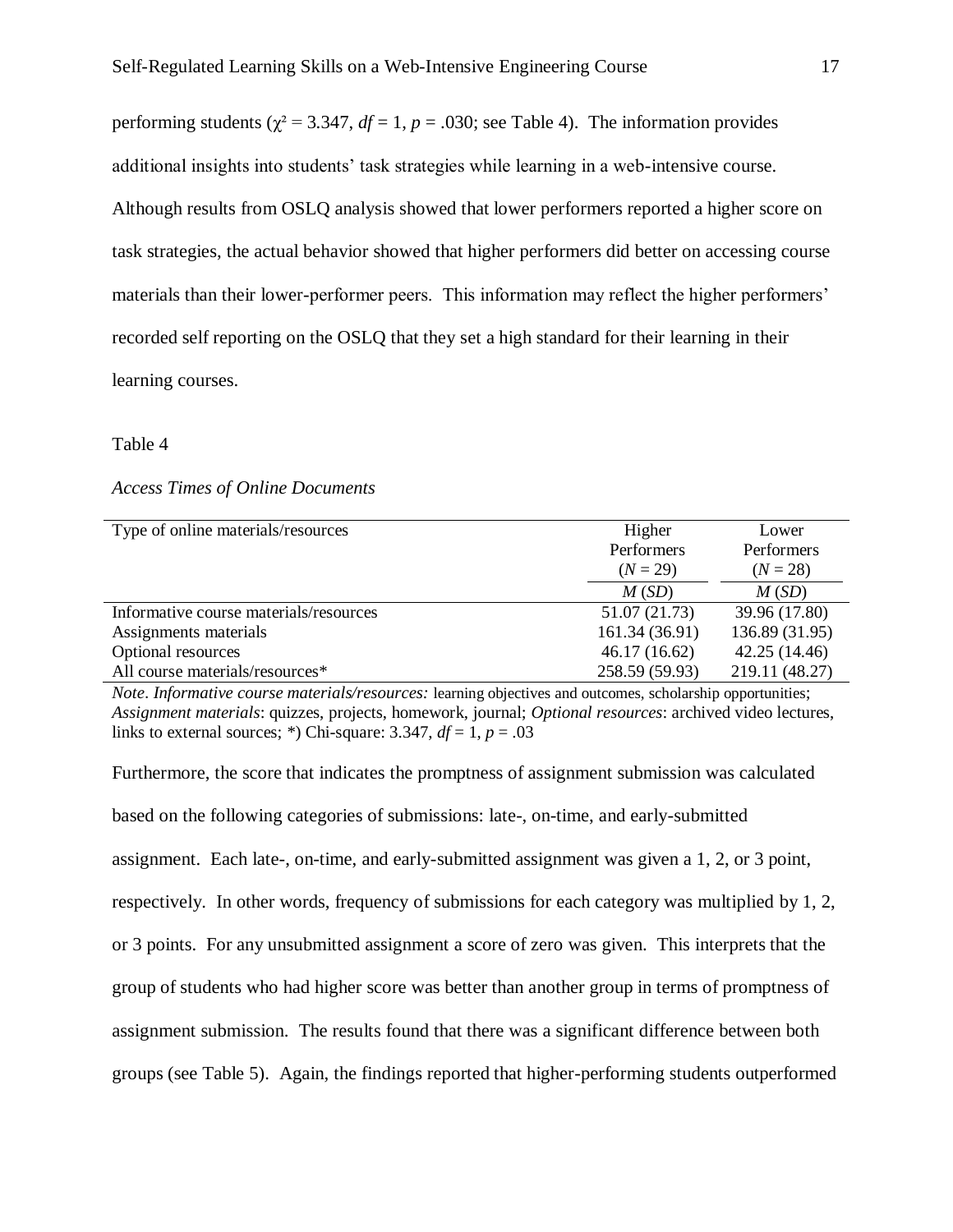performing students ($\chi^2 = 3.347$, $df = 1$, $p = .030$; see Table 4). The information provides additional insights into students' task strategies while learning in a web-intensive course. Although results from OSLQ analysis showed that lower performers reported a higher score on task strategies, the actual behavior showed that higher performers did better on accessing course materials than their lower-performer peers. This information may reflect the higher performers' recorded self reporting on the OSLQ that they set a high standard for their learning in their learning courses.

Table 4

*Access Times of Online Documents*

| Type of online materials/resources | Higher Performers ($N = 29$) | Lower Performers ($N = 28$) |
|---|---|---|
| | *M* (*SD*) | *M* (*SD*) |
| Informative course materials/resources | 51.07 (21.73) | 39.96 (17.80) |
| Assignments materials | 161.34 (36.91) | 136.89 (31.95) |
| Optional resources | 46.17 (16.62) | 42.25 (14.46) |
| All course materials/resources* | 258.59 (59.93) | 219.11 (48.27) |

*Note*. *Informative course materials/resources:* learning objectives and outcomes, scholarship opportunities; *Assignment materials*: quizzes, projects, homework, journal; *Optional resources*: archived video lectures, links to external sources; *) Chi-square: 3.347, $df = 1$, $p = .03$

Furthermore, the score that indicates the promptness of assignment submission was calculated based on the following categories of submissions: late-, on-time, and early-submitted assignment. Each late-, on-time, and early-submitted assignment was given a 1, 2, or 3 point, respectively. In other words, frequency of submissions for each category was multiplied by 1, 2, or 3 points. For any unsubmitted assignment a score of zero was given. This interprets that the group of students who had higher score was better than another group in terms of promptness of assignment submission. The results found that there was a significant difference between both groups (see Table 5). Again, the findings reported that higher-performing students outperformed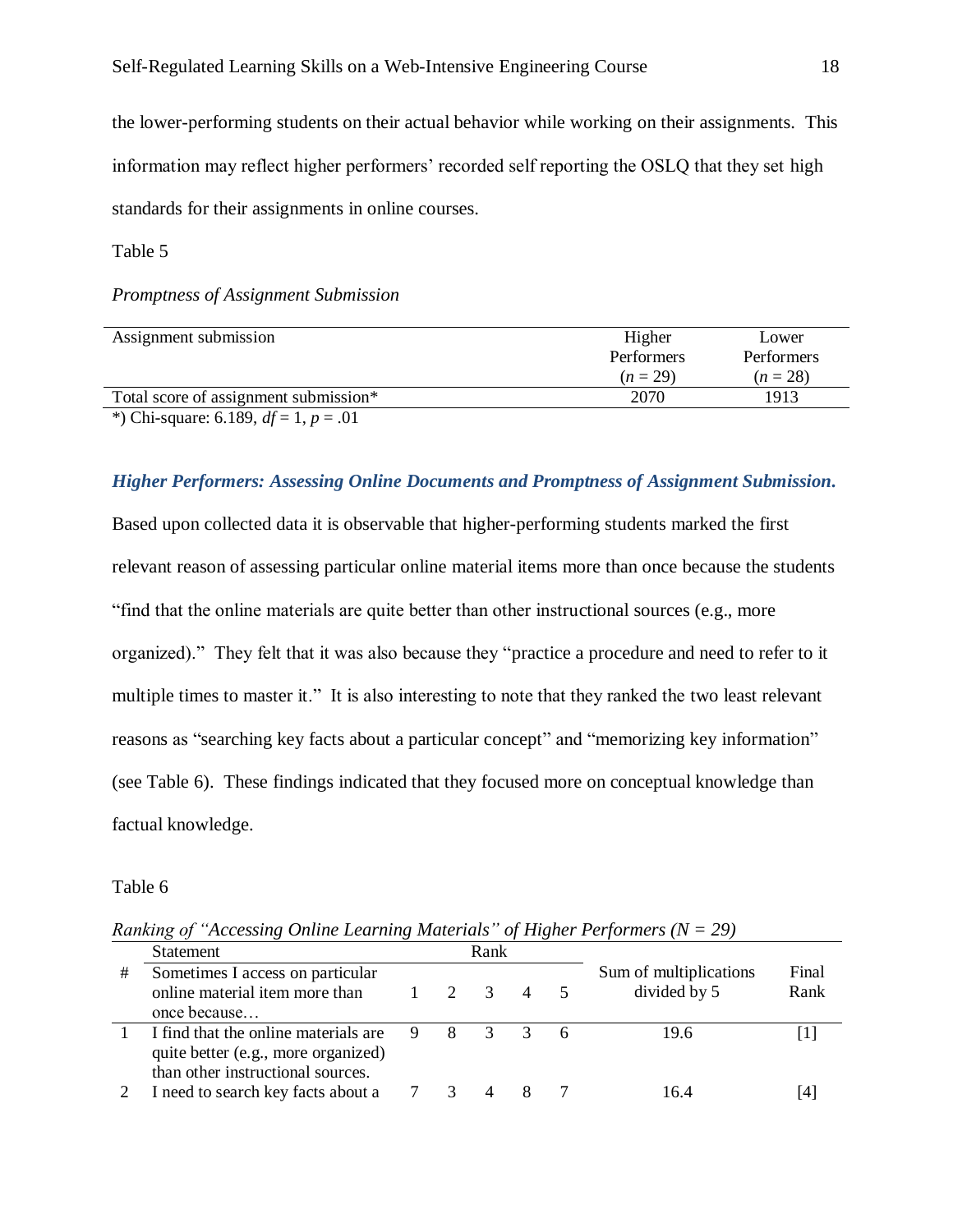the lower-performing students on their actual behavior while working on their assignments. This information may reflect higher performers' recorded self reporting the OSLQ that they set high standards for their assignments in online courses.

Table 5

*Promptness of Assignment Submission*

| Assignment submission | Higher Performers ($n$ = 29) | Lower Performers ($n$ = 28) |
|---|---|---|
| Total score of assignment submission* | 2070 | 1913 |

*) Chi-square: 6.189, $df$ = 1, $p$ = .01

### *Higher Performers: Assessing Online Documents and Promptness of Assignment Submission.*

Based upon collected data it is observable that higher-performing students marked the first relevant reason of assessing particular online material items more than once because the students "find that the online materials are quite better than other instructional sources (e.g., more organized)." They felt that it was also because they "practice a procedure and need to refer to it multiple times to master it." It is also interesting to note that they ranked the two least relevant reasons as "searching key facts about a particular concept" and "memorizing key information" (see Table 6). These findings indicated that they focused more on conceptual knowledge than factual knowledge.

Table 6

*Ranking of "Accessing Online Learning Materials" of Higher Performers (N = 29)*

| # | Statement<br>Sometimes I access on particular online material item more than once because… | Rank 1 | 2 | 3 | 4 | 5 | Sum of multiplications divided by 5 | Final Rank |
|---|---|---|---|---|---|---|---|---|
| 1 | I find that the online materials are quite better (e.g., more organized) than other instructional sources. | 9 | 8 | 3 | 3 | 6 | 19.6 | [1] |
| 2 | I need to search key facts about a | 7 | 3 | 4 | 8 | 7 | 16.4 | [4] |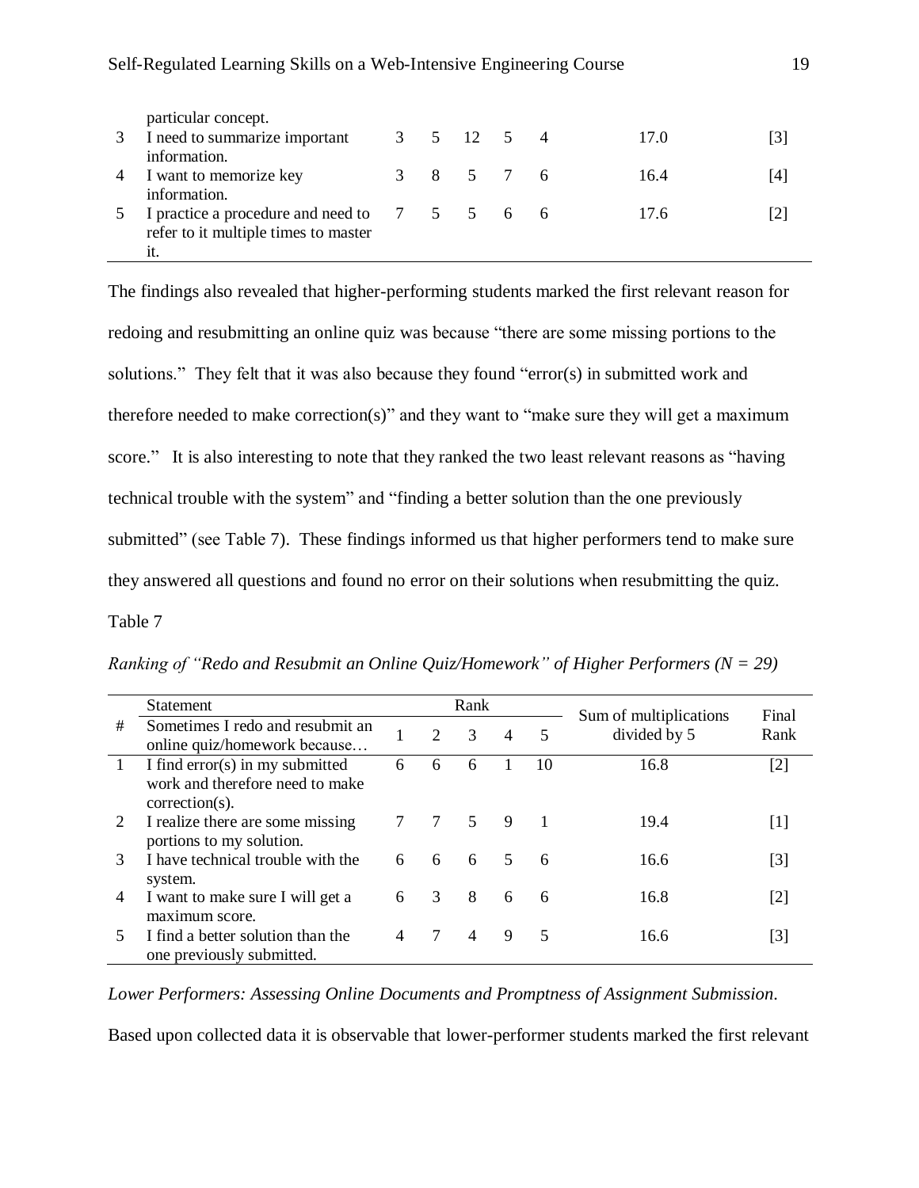| # | Statement | Rank | | | | | Sum of multiplications divided by 5 | Final Rank |
|---|---|---|---|---|---|---|---|---|
| | particular concept. | | | | | | | |
| 3 | I need to summarize important information. | 3 | 5 | 12 | 5 | 4 | 17.0 | [3] |
| 4 | I want to memorize key information. | 3 | 8 | 5 | 7 | 6 | 16.4 | [4] |
| 5 | I practice a procedure and need to refer to it multiple times to master it. | 7 | 5 | 5 | 6 | 6 | 17.6 | [2] |

The findings also revealed that higher-performing students marked the first relevant reason for redoing and resubmitting an online quiz was because "there are some missing portions to the solutions." They felt that it was also because they found "error(s) in submitted work and therefore needed to make correction(s)" and they want to "make sure they will get a maximum score." It is also interesting to note that they ranked the two least relevant reasons as "having technical trouble with the system" and "finding a better solution than the one previously submitted" (see Table 7). These findings informed us that higher performers tend to make sure they answered all questions and found no error on their solutions when resubmitting the quiz.

Table 7

*Ranking of "Redo and Resubmit an Online Quiz/Homework" of Higher Performers (N = 29)*

| # | Statement | Rank | | | | | Sum of multiplications divided by 5 | Final Rank |
|---|---|---|---|---|---|---|---|---|
| | Sometimes I redo and resubmit an online quiz/homework because… | 1 | 2 | 3 | 4 | 5 | | |
| 1 | I find error(s) in my submitted work and therefore need to make correction(s). | 6 | 6 | 6 | 1 | 10 | 16.8 | [2] |
| 2 | I realize there are some missing portions to my solution. | 7 | 7 | 5 | 9 | 1 | 19.4 | [1] |
| 3 | I have technical trouble with the system. | 6 | 6 | 6 | 5 | 6 | 16.6 | [3] |
| 4 | I want to make sure I will get a maximum score. | 6 | 3 | 8 | 6 | 6 | 16.8 | [2] |
| 5 | I find a better solution than the one previously submitted. | 4 | 7 | 4 | 9 | 5 | 16.6 | [3] |

*Lower Performers: Assessing Online Documents and Promptness of Assignment Submission.*

Based upon collected data it is observable that lower-performer students marked the first relevant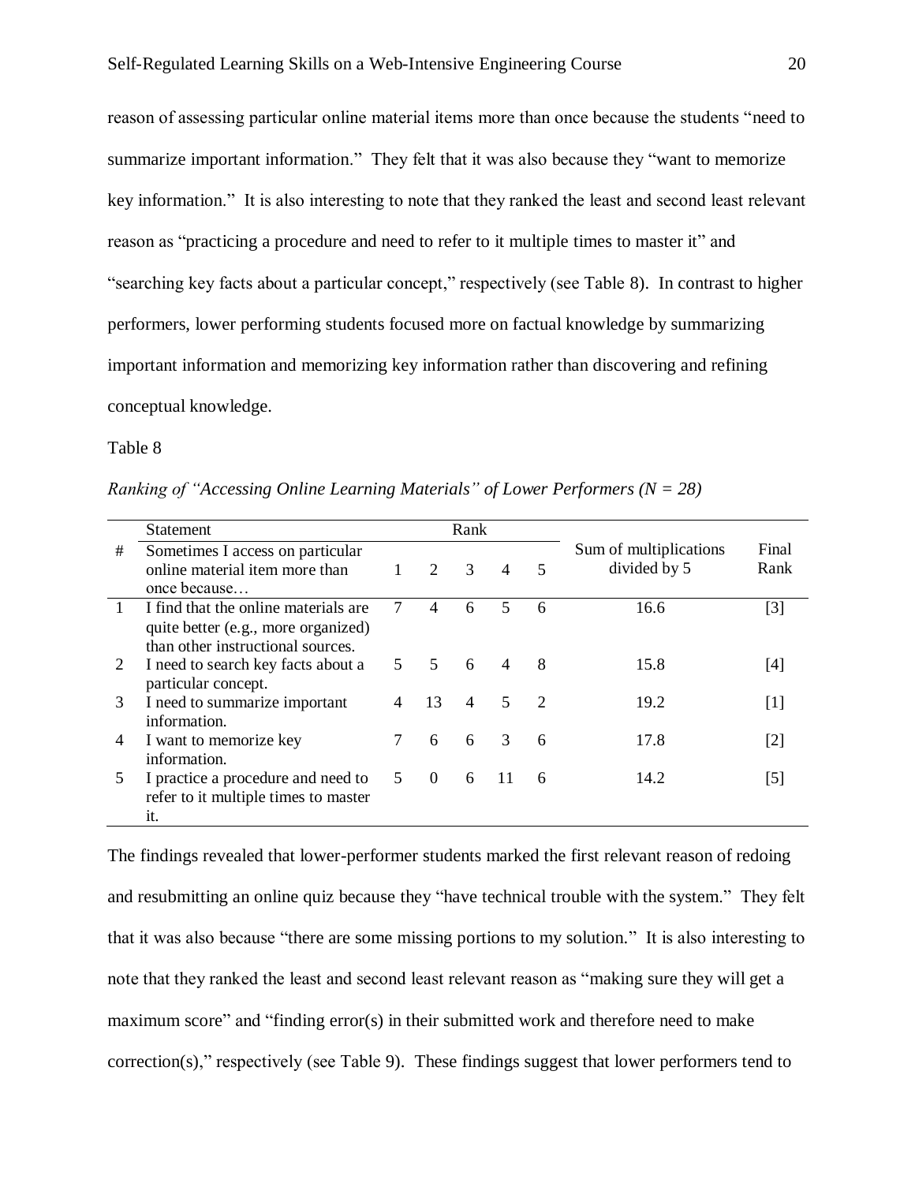reason of assessing particular online material items more than once because the students "need to summarize important information." They felt that it was also because they "want to memorize key information." It is also interesting to note that they ranked the least and second least relevant reason as "practicing a procedure and need to refer to it multiple times to master it" and "searching key facts about a particular concept," respectively (see Table 8). In contrast to higher performers, lower performing students focused more on factual knowledge by summarizing important information and memorizing key information rather than discovering and refining conceptual knowledge.

Table 8

*Ranking of "Accessing Online Learning Materials" of Lower Performers (N = 28)*

| # | Statement<br>Sometimes I access on particular online material item more than once because… | Rank 1 | 2 | 3 | 4 | 5 | Sum of multiplications divided by 5 | Final Rank |
|---|---|---|---|---|---|---|---|---|
| 1 | I find that the online materials are quite better (e.g., more organized) than other instructional sources. | 7 | 4 | 6 | 5 | 6 | 16.6 | [3] |
| 2 | I need to search key facts about a particular concept. | 5 | 5 | 6 | 4 | 8 | 15.8 | [4] |
| 3 | I need to summarize important information. | 4 | 13 | 4 | 5 | 2 | 19.2 | [1] |
| 4 | I want to memorize key information. | 7 | 6 | 6 | 3 | 6 | 17.8 | [2] |
| 5 | I practice a procedure and need to refer to it multiple times to master it. | 5 | 0 | 6 | 11 | 6 | 14.2 | [5] |

The findings revealed that lower-performer students marked the first relevant reason of redoing and resubmitting an online quiz because they "have technical trouble with the system." They felt that it was also because "there are some missing portions to my solution." It is also interesting to note that they ranked the least and second least relevant reason as "making sure they will get a maximum score" and "finding error(s) in their submitted work and therefore need to make correction(s)," respectively (see Table 9). These findings suggest that lower performers tend to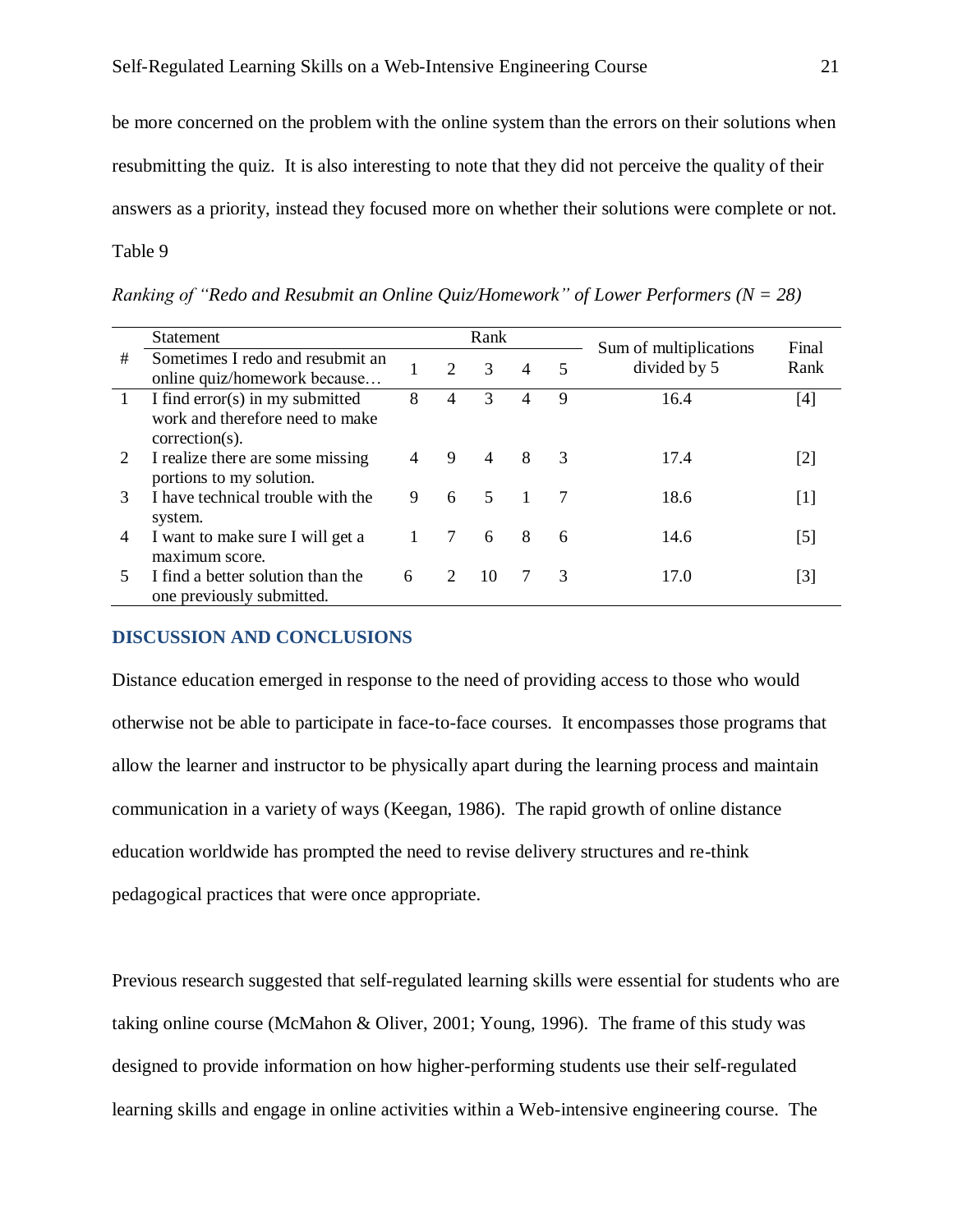be more concerned on the problem with the online system than the errors on their solutions when resubmitting the quiz. It is also interesting to note that they did not perceive the quality of their answers as a priority, instead they focused more on whether their solutions were complete or not.

Table 9

*Ranking of "Redo and Resubmit an Online Quiz/Homework" of Lower Performers (N = 28)*

| # | Statement | Rank | | | | | Sum of multiplications divided by 5 | Final Rank |
|---|---|---|---|---|---|---|---|---|
| | Sometimes I redo and resubmit an online quiz/homework because… | 1 | 2 | 3 | 4 | 5 | | |
| 1 | I find error(s) in my submitted work and therefore need to make correction(s). | 8 | 4 | 3 | 4 | 9 | 16.4 | [4] |
| 2 | I realize there are some missing portions to my solution. | 4 | 9 | 4 | 8 | 3 | 17.4 | [2] |
| 3 | I have technical trouble with the system. | 9 | 6 | 5 | 1 | 7 | 18.6 | [1] |
| 4 | I want to make sure I will get a maximum score. | 1 | 7 | 6 | 8 | 6 | 14.6 | [5] |
| 5 | I find a better solution than the one previously submitted. | 6 | 2 | 10 | 7 | 3 | 17.0 | [3] |

## DISCUSSION AND CONCLUSIONS

Distance education emerged in response to the need of providing access to those who would otherwise not be able to participate in face-to-face courses. It encompasses those programs that allow the learner and instructor to be physically apart during the learning process and maintain communication in a variety of ways (Keegan, 1986). The rapid growth of online distance education worldwide has prompted the need to revise delivery structures and re-think pedagogical practices that were once appropriate.

Previous research suggested that self-regulated learning skills were essential for students who are taking online course (McMahon & Oliver, 2001; Young, 1996). The frame of this study was designed to provide information on how higher-performing students use their self-regulated learning skills and engage in online activities within a Web-intensive engineering course. The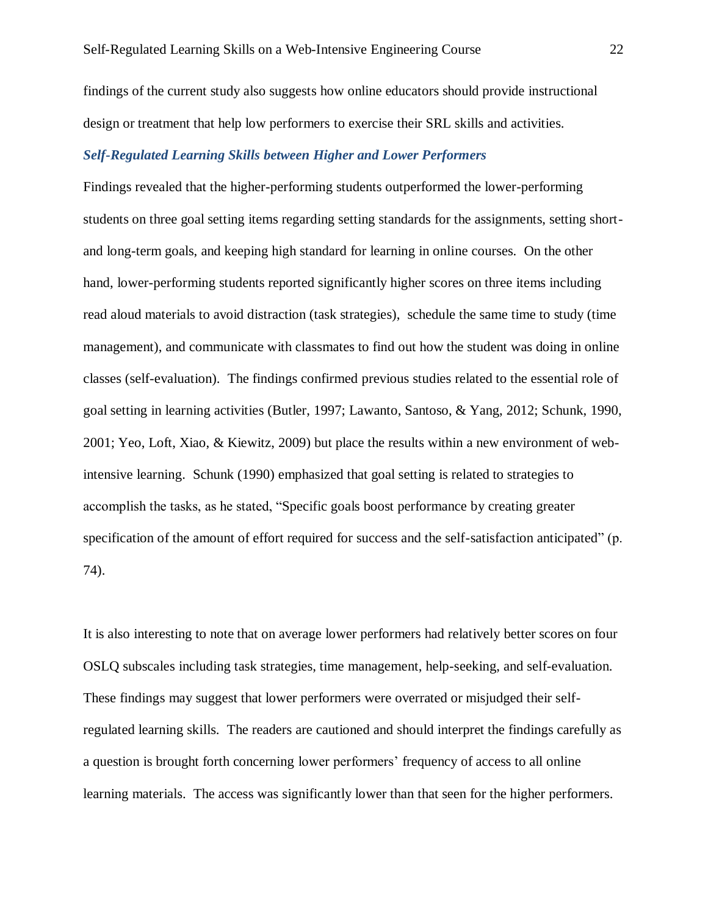findings of the current study also suggests how online educators should provide instructional design or treatment that help low performers to exercise their SRL skills and activities.

### *Self-Regulated Learning Skills between Higher and Lower Performers*

Findings revealed that the higher-performing students outperformed the lower-performing students on three goal setting items regarding setting standards for the assignments, setting short- and long-term goals, and keeping high standard for learning in online courses. On the other hand, lower-performing students reported significantly higher scores on three items including read aloud materials to avoid distraction (task strategies), schedule the same time to study (time management), and communicate with classmates to find out how the student was doing in online classes (self-evaluation). The findings confirmed previous studies related to the essential role of goal setting in learning activities (Butler, 1997; Lawanto, Santoso, & Yang, 2012; Schunk, 1990, 2001; Yeo, Loft, Xiao, & Kiewitz, 2009) but place the results within a new environment of web-intensive learning. Schunk (1990) emphasized that goal setting is related to strategies to accomplish the tasks, as he stated, "Specific goals boost performance by creating greater specification of the amount of effort required for success and the self-satisfaction anticipated" (p. 74).

It is also interesting to note that on average lower performers had relatively better scores on four OSLQ subscales including task strategies, time management, help-seeking, and self-evaluation. These findings may suggest that lower performers were overrated or misjudged their self-regulated learning skills. The readers are cautioned and should interpret the findings carefully as a question is brought forth concerning lower performers' frequency of access to all online learning materials. The access was significantly lower than that seen for the higher performers.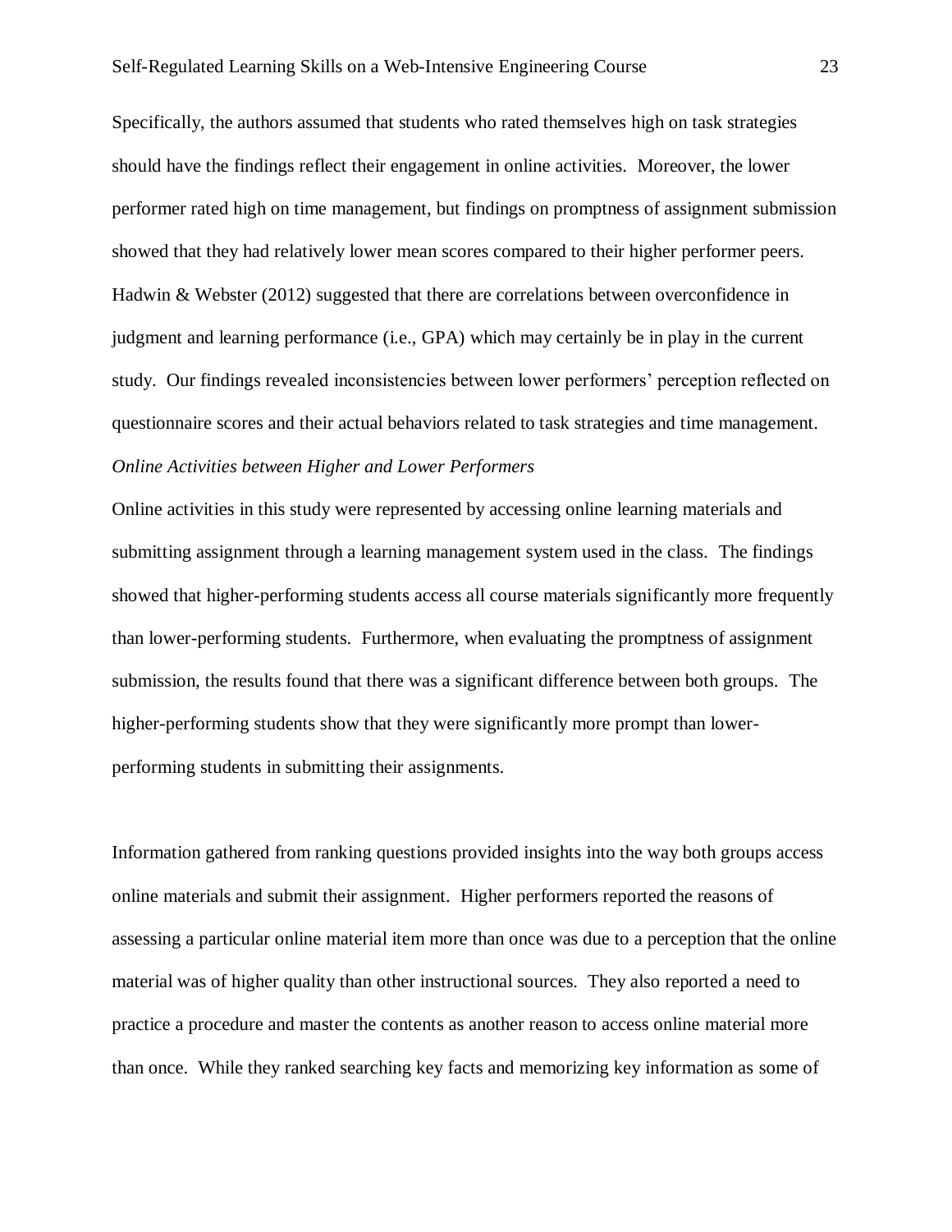Specifically, the authors assumed that students who rated themselves high on task strategies should have the findings reflect their engagement in online activities. Moreover, the lower performer rated high on time management, but findings on promptness of assignment submission showed that they had relatively lower mean scores compared to their higher performer peers. Hadwin & Webster (2012) suggested that there are correlations between overconfidence in judgment and learning performance (i.e., GPA) which may certainly be in play in the current study. Our findings revealed inconsistencies between lower performers' perception reflected on questionnaire scores and their actual behaviors related to task strategies and time management.

*Online Activities between Higher and Lower Performers*

Online activities in this study were represented by accessing online learning materials and submitting assignment through a learning management system used in the class. The findings showed that higher-performing students access all course materials significantly more frequently than lower-performing students. Furthermore, when evaluating the promptness of assignment submission, the results found that there was a significant difference between both groups. The higher-performing students show that they were significantly more prompt than lower-performing students in submitting their assignments.

Information gathered from ranking questions provided insights into the way both groups access online materials and submit their assignment. Higher performers reported the reasons of assessing a particular online material item more than once was due to a perception that the online material was of higher quality than other instructional sources. They also reported a need to practice a procedure and master the contents as another reason to access online material more than once. While they ranked searching key facts and memorizing key information as some of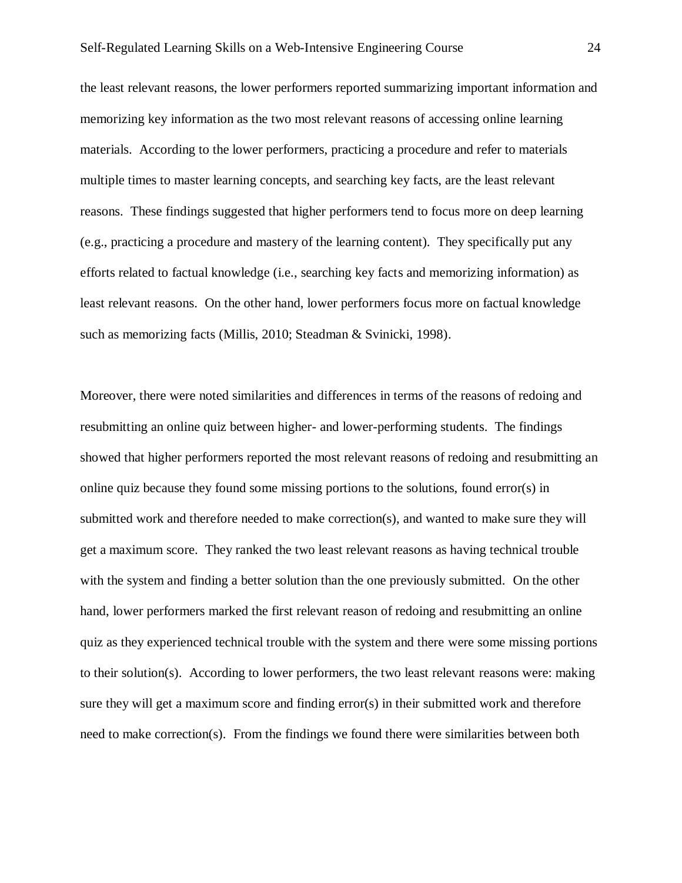the least relevant reasons, the lower performers reported summarizing important information and memorizing key information as the two most relevant reasons of accessing online learning materials. According to the lower performers, practicing a procedure and refer to materials multiple times to master learning concepts, and searching key facts, are the least relevant reasons. These findings suggested that higher performers tend to focus more on deep learning (e.g., practicing a procedure and mastery of the learning content). They specifically put any efforts related to factual knowledge (i.e., searching key facts and memorizing information) as least relevant reasons. On the other hand, lower performers focus more on factual knowledge such as memorizing facts (Millis, 2010; Steadman & Svinicki, 1998).

Moreover, there were noted similarities and differences in terms of the reasons of redoing and resubmitting an online quiz between higher- and lower-performing students. The findings showed that higher performers reported the most relevant reasons of redoing and resubmitting an online quiz because they found some missing portions to the solutions, found error(s) in submitted work and therefore needed to make correction(s), and wanted to make sure they will get a maximum score. They ranked the two least relevant reasons as having technical trouble with the system and finding a better solution than the one previously submitted. On the other hand, lower performers marked the first relevant reason of redoing and resubmitting an online quiz as they experienced technical trouble with the system and there were some missing portions to their solution(s). According to lower performers, the two least relevant reasons were: making sure they will get a maximum score and finding error(s) in their submitted work and therefore need to make correction(s). From the findings we found there were similarities between both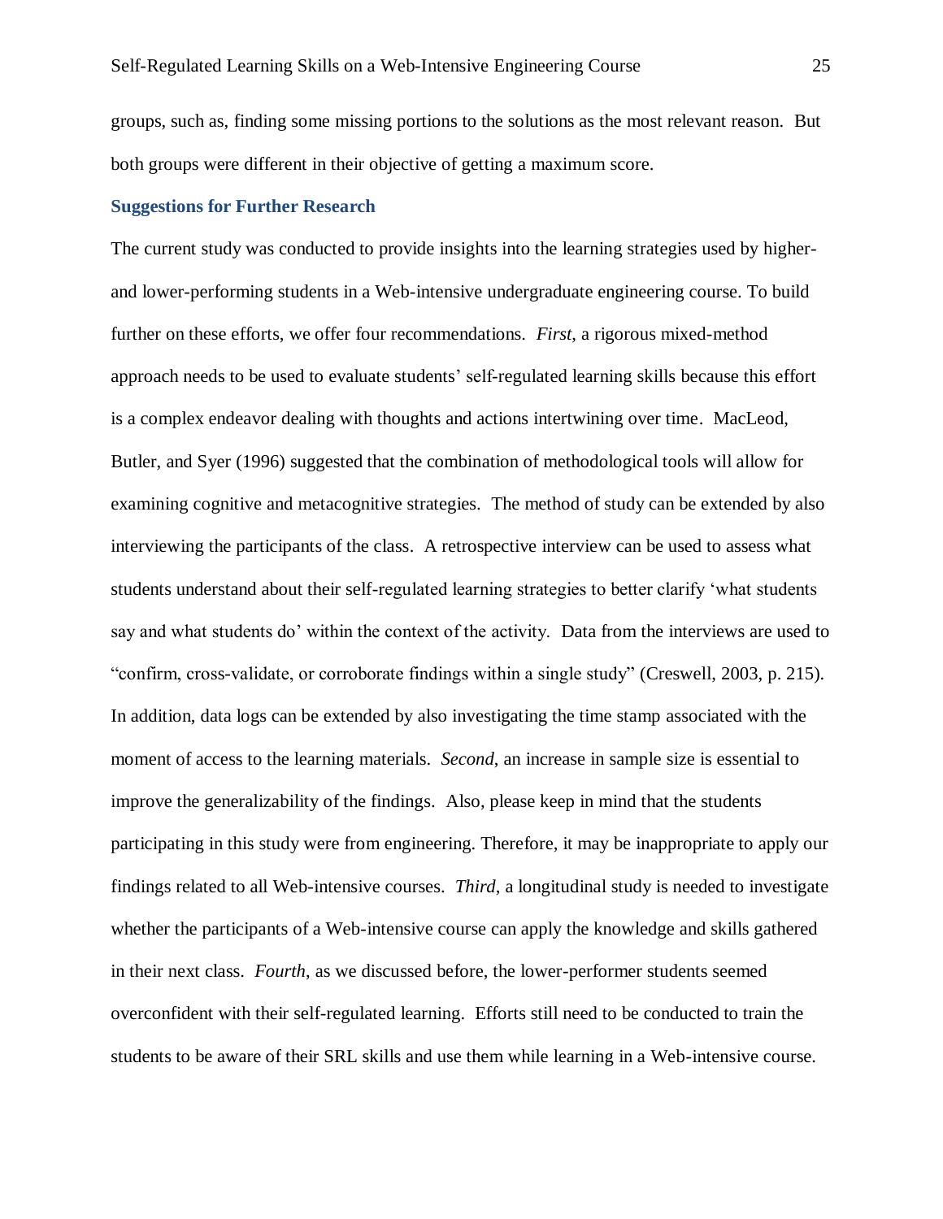groups, such as, finding some missing portions to the solutions as the most relevant reason. But both groups were different in their objective of getting a maximum score.

## Suggestions for Further Research

The current study was conducted to provide insights into the learning strategies used by higher- and lower-performing students in a Web-intensive undergraduate engineering course. To build further on these efforts, we offer four recommendations. *First*, a rigorous mixed-method approach needs to be used to evaluate students' self-regulated learning skills because this effort is a complex endeavor dealing with thoughts and actions intertwining over time. MacLeod, Butler, and Syer (1996) suggested that the combination of methodological tools will allow for examining cognitive and metacognitive strategies. The method of study can be extended by also interviewing the participants of the class. A retrospective interview can be used to assess what students understand about their self-regulated learning strategies to better clarify 'what students say and what students do' within the context of the activity. Data from the interviews are used to "confirm, cross-validate, or corroborate findings within a single study" (Creswell, 2003, p. 215). In addition, data logs can be extended by also investigating the time stamp associated with the moment of access to the learning materials. *Second*, an increase in sample size is essential to improve the generalizability of the findings. Also, please keep in mind that the students participating in this study were from engineering. Therefore, it may be inappropriate to apply our findings related to all Web-intensive courses. *Third*, a longitudinal study is needed to investigate whether the participants of a Web-intensive course can apply the knowledge and skills gathered in their next class. *Fourth*, as we discussed before, the lower-performer students seemed overconfident with their self-regulated learning. Efforts still need to be conducted to train the students to be aware of their SRL skills and use them while learning in a Web-intensive course.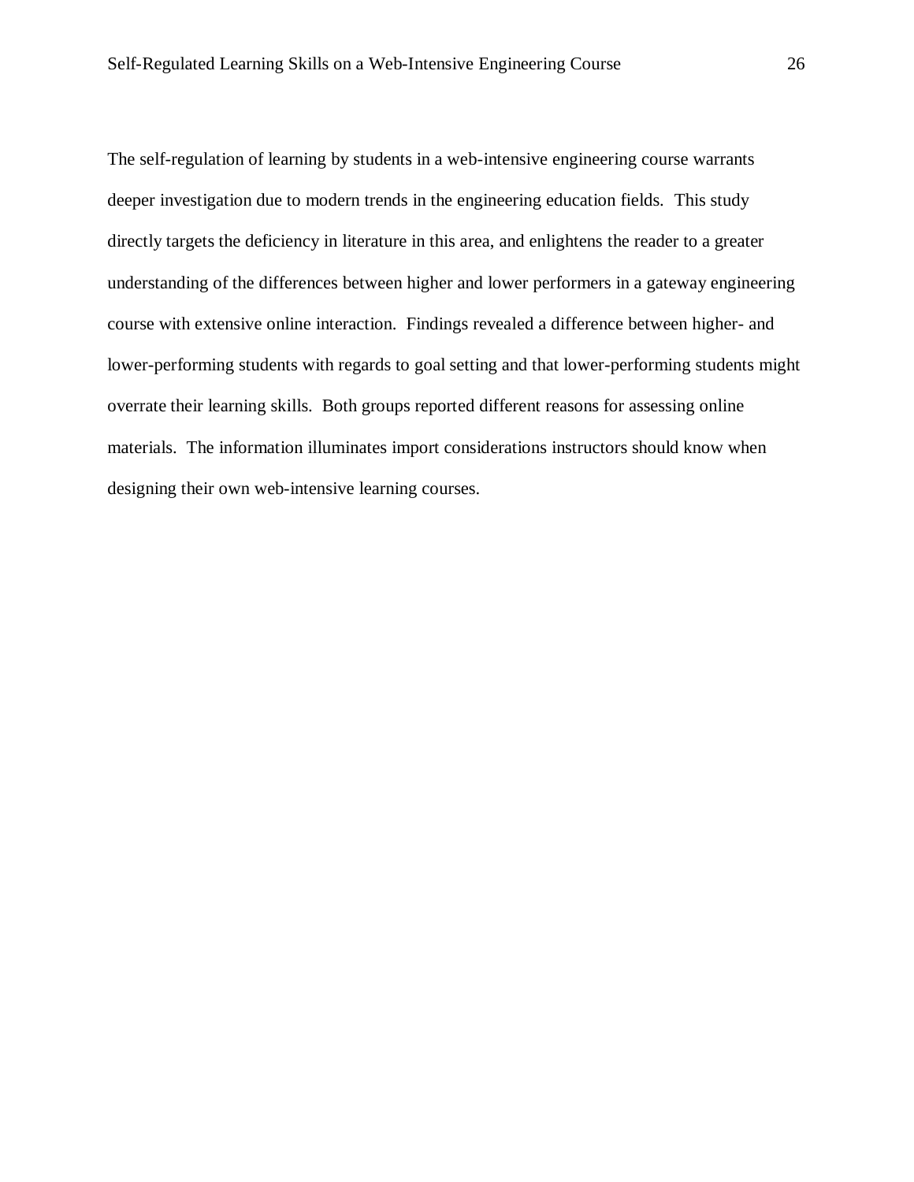The self-regulation of learning by students in a web-intensive engineering course warrants deeper investigation due to modern trends in the engineering education fields. This study directly targets the deficiency in literature in this area, and enlightens the reader to a greater understanding of the differences between higher and lower performers in a gateway engineering course with extensive online interaction. Findings revealed a difference between higher- and lower-performing students with regards to goal setting and that lower-performing students might overrate their learning skills. Both groups reported different reasons for assessing online materials. The information illuminates import considerations instructors should know when designing their own web-intensive learning courses.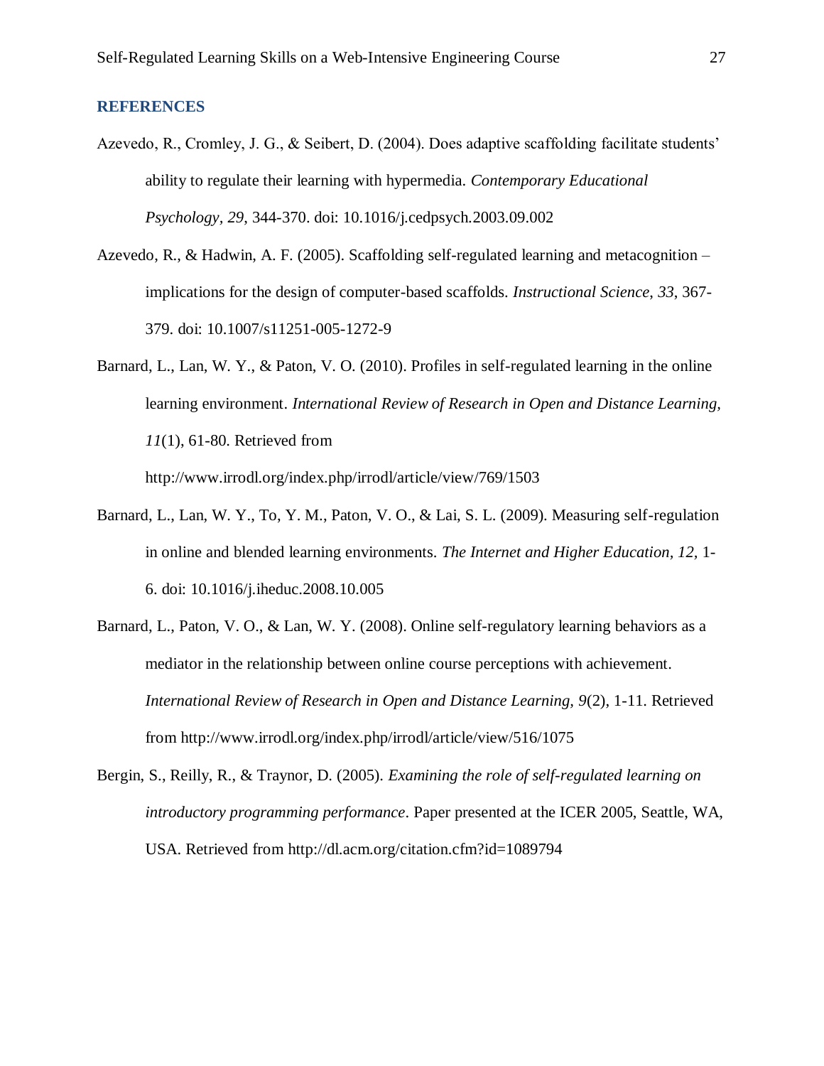## REFERENCES

Azevedo, R., Cromley, J. G., & Seibert, D. (2004). Does adaptive scaffolding facilitate students' ability to regulate their learning with hypermedia. *Contemporary Educational Psychology, 29*, 344-370. doi: 10.1016/j.cedpsych.2003.09.002

Azevedo, R., & Hadwin, A. F. (2005). Scaffolding self-regulated learning and metacognition – implications for the design of computer-based scaffolds. *Instructional Science*, *33*, 367-379. doi: 10.1007/s11251-005-1272-9

Barnard, L., Lan, W. Y., & Paton, V. O. (2010). Profiles in self-regulated learning in the online learning environment. *International Review of Research in Open and Distance Learning, 11*(1), 61-80. Retrieved from http://www.irrodl.org/index.php/irrodl/article/view/769/1503

Barnard, L., Lan, W. Y., To, Y. M., Paton, V. O., & Lai, S. L. (2009). Measuring self-regulation in online and blended learning environments. *The Internet and Higher Education, 12,* 1-6. doi: 10.1016/j.iheduc.2008.10.005

Barnard, L., Paton, V. O., & Lan, W. Y. (2008). Online self-regulatory learning behaviors as a mediator in the relationship between online course perceptions with achievement. *International Review of Research in Open and Distance Learning, 9*(2), 1-11. Retrieved from http://www.irrodl.org/index.php/irrodl/article/view/516/1075

Bergin, S., Reilly, R., & Traynor, D. (2005). *Examining the role of self-regulated learning on introductory programming performance*. Paper presented at the ICER 2005, Seattle, WA, USA. Retrieved from http://dl.acm.org/citation.cfm?id=1089794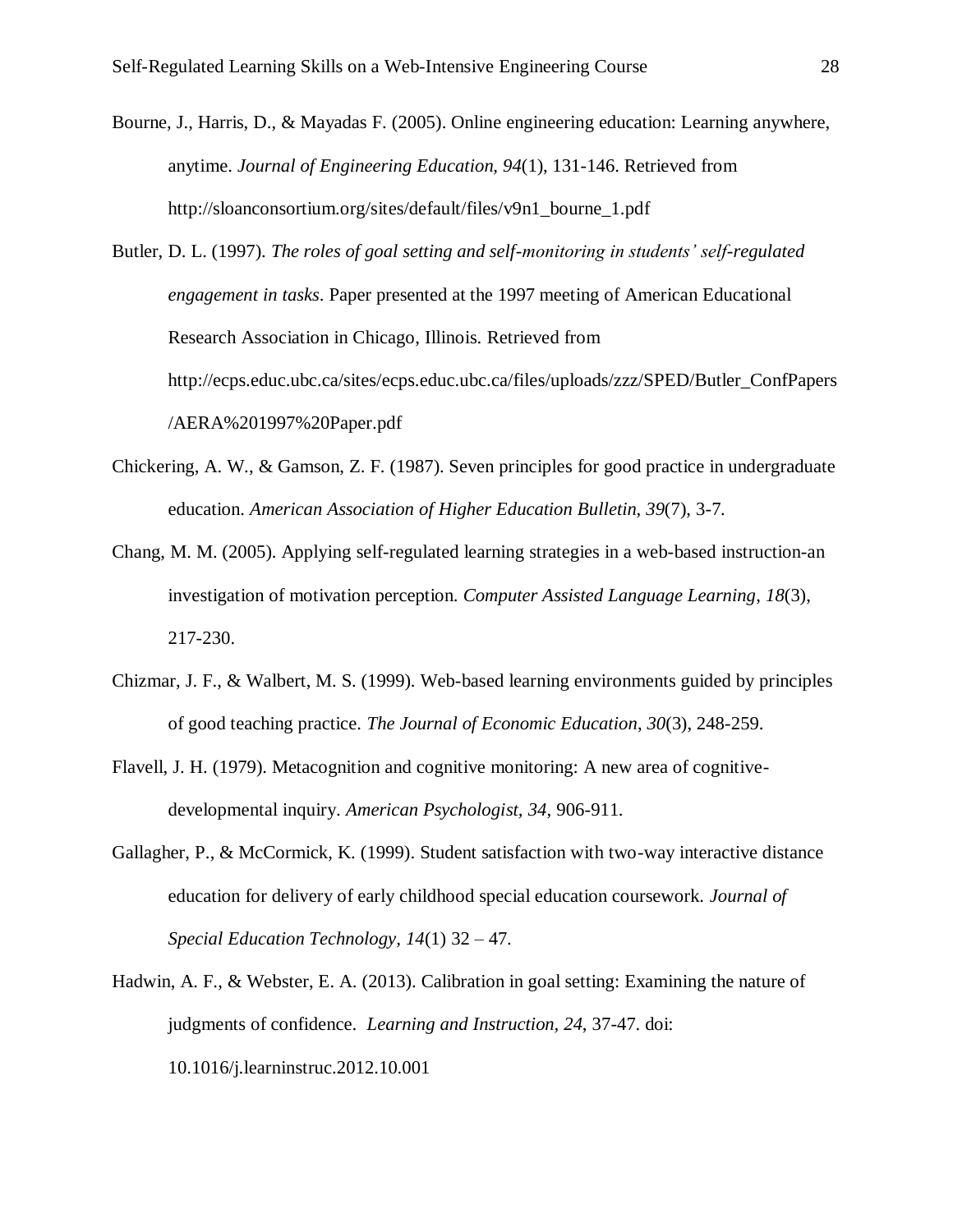Bourne, J., Harris, D., & Mayadas F. (2005). Online engineering education: Learning anywhere, anytime. *Journal of Engineering Education, 94*(1), 131-146. Retrieved from http://sloanconsortium.org/sites/default/files/v9n1_bourne_1.pdf

Butler, D. L. (1997). *The roles of goal setting and self-monitoring in students' self-regulated engagement in tasks*. Paper presented at the 1997 meeting of American Educational Research Association in Chicago, Illinois. Retrieved from http://ecps.educ.ubc.ca/sites/ecps.educ.ubc.ca/files/uploads/zzz/SPED/Butler_ConfPapers/AERA%201997%20Paper.pdf

Chickering, A. W., & Gamson, Z. F. (1987). Seven principles for good practice in undergraduate education. *American Association of Higher Education Bulletin, 39*(7), 3-7.

Chang, M. M. (2005). Applying self-regulated learning strategies in a web-based instruction-an investigation of motivation perception. *Computer Assisted Language Learning*, *18*(3), 217-230.

Chizmar, J. F., & Walbert, M. S. (1999). Web-based learning environments guided by principles of good teaching practice. *The Journal of Economic Education*, *30*(3), 248-259.

Flavell, J. H. (1979). Metacognition and cognitive monitoring: A new area of cognitive-developmental inquiry. *American Psychologist*, *34*, 906-911.

Gallagher, P., & McCormick, K. (1999). Student satisfaction with two-way interactive distance education for delivery of early childhood special education coursework. *Journal of Special Education Technology, 14*(1) 32 – 47.

Hadwin, A. F., & Webster, E. A. (2013). Calibration in goal setting: Examining the nature of judgments of confidence. *Learning and Instruction*, *24*, 37-47. doi: 10.1016/j.learninstruc.2012.10.001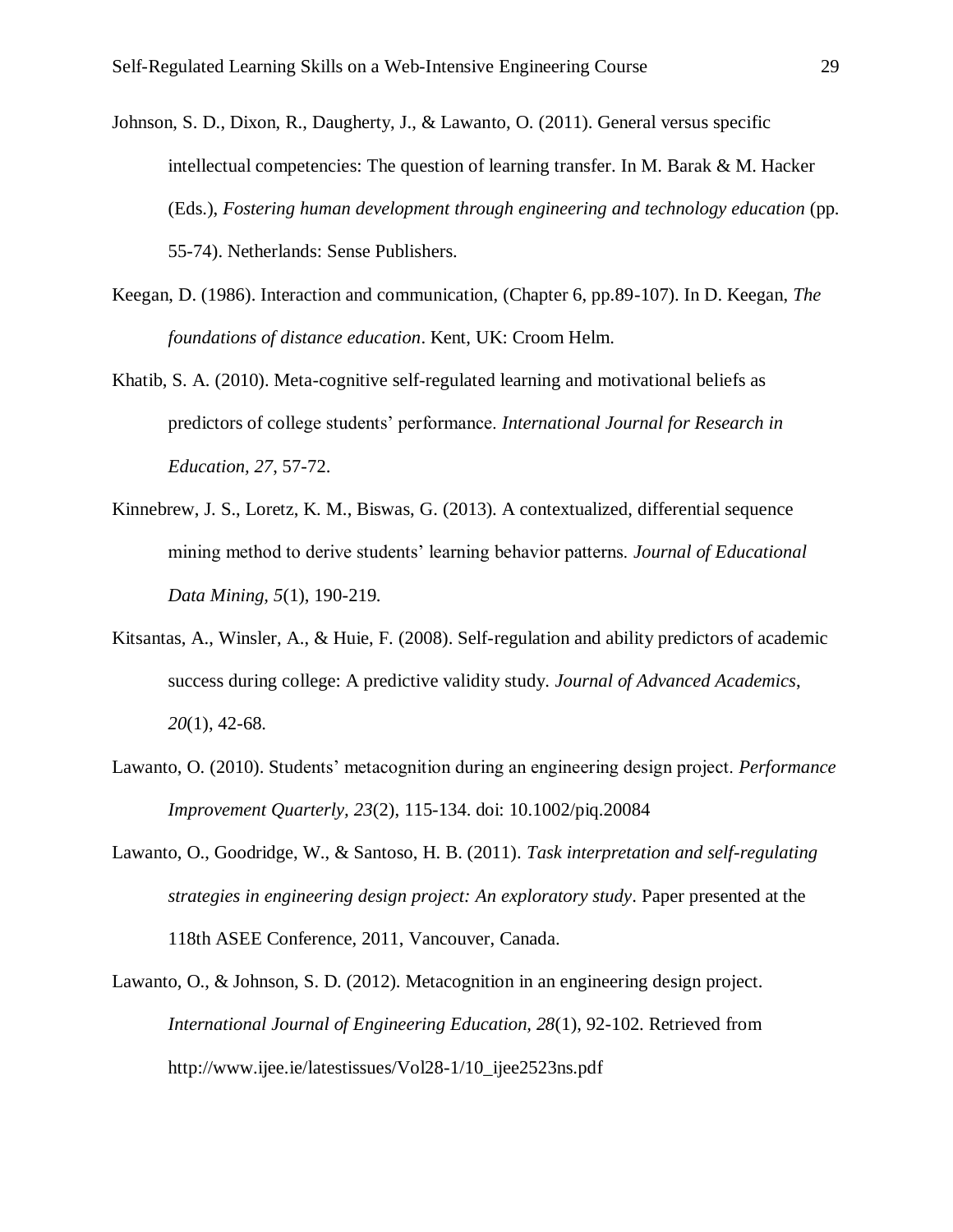Johnson, S. D., Dixon, R., Daugherty, J., & Lawanto, O. (2011). General versus specific intellectual competencies: The question of learning transfer. In M. Barak & M. Hacker (Eds.), *Fostering human development through engineering and technology education* (pp. 55-74). Netherlands: Sense Publishers.

Keegan, D. (1986). Interaction and communication, (Chapter 6, pp.89-107). In D. Keegan, *The foundations of distance education*. Kent, UK: Croom Helm.

Khatib, S. A. (2010). Meta-cognitive self-regulated learning and motivational beliefs as predictors of college students' performance. *International Journal for Research in Education, 27*, 57-72.

Kinnebrew, J. S., Loretz, K. M., Biswas, G. (2013). A contextualized, differential sequence mining method to derive students' learning behavior patterns. *Journal of Educational Data Mining, 5*(1), 190-219.

Kitsantas, A., Winsler, A., & Huie, F. (2008). Self-regulation and ability predictors of academic success during college: A predictive validity study. *Journal of Advanced Academics*, *20*(1), 42-68.

Lawanto, O. (2010). Students' metacognition during an engineering design project. *Performance Improvement Quarterly*, *23*(2), 115-134. doi: 10.1002/piq.20084

Lawanto, O., Goodridge, W., & Santoso, H. B. (2011). *Task interpretation and self-regulating strategies in engineering design project: An exploratory study*. Paper presented at the 118th ASEE Conference, 2011, Vancouver, Canada.

Lawanto, O., & Johnson, S. D. (2012). Metacognition in an engineering design project. *International Journal of Engineering Education, 28*(1), 92-102. Retrieved from http://www.ijee.ie/latestissues/Vol28-1/10_ijee2523ns.pdf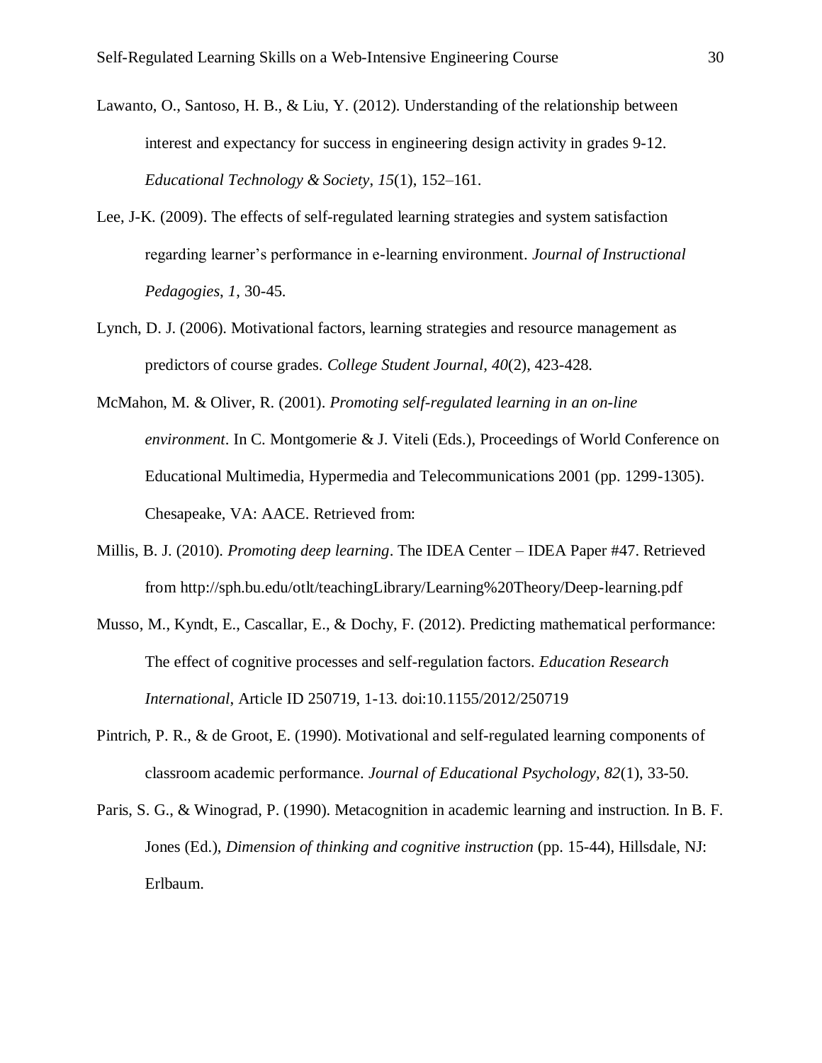Lawanto, O., Santoso, H. B., & Liu, Y. (2012). Understanding of the relationship between interest and expectancy for success in engineering design activity in grades 9-12. *Educational Technology & Society*, *15*(1), 152–161.

Lee, J-K. (2009). The effects of self-regulated learning strategies and system satisfaction regarding learner's performance in e-learning environment. *Journal of Instructional Pedagogies*, *1*, 30-45.

Lynch, D. J. (2006). Motivational factors, learning strategies and resource management as predictors of course grades. *College Student Journal*, *40*(2), 423-428.

McMahon, M. & Oliver, R. (2001). *Promoting self-regulated learning in an on-line environment*. In C. Montgomerie & J. Viteli (Eds.), Proceedings of World Conference on Educational Multimedia, Hypermedia and Telecommunications 2001 (pp. 1299-1305). Chesapeake, VA: AACE. Retrieved from:

Millis, B. J. (2010). *Promoting deep learning*. The IDEA Center – IDEA Paper #47. Retrieved from http://sph.bu.edu/otlt/teachingLibrary/Learning%20Theory/Deep-learning.pdf

Musso, M., Kyndt, E., Cascallar, E., & Dochy, F. (2012). Predicting mathematical performance: The effect of cognitive processes and self-regulation factors. *Education Research International*, Article ID 250719, 1-13. doi:10.1155/2012/250719

Pintrich, P. R., & de Groot, E. (1990). Motivational and self-regulated learning components of classroom academic performance. *Journal of Educational Psychology, 82*(1), 33-50.

Paris, S. G., & Winograd, P. (1990). Metacognition in academic learning and instruction. In B. F. Jones (Ed.), *Dimension of thinking and cognitive instruction* (pp. 15-44), Hillsdale, NJ: Erlbaum.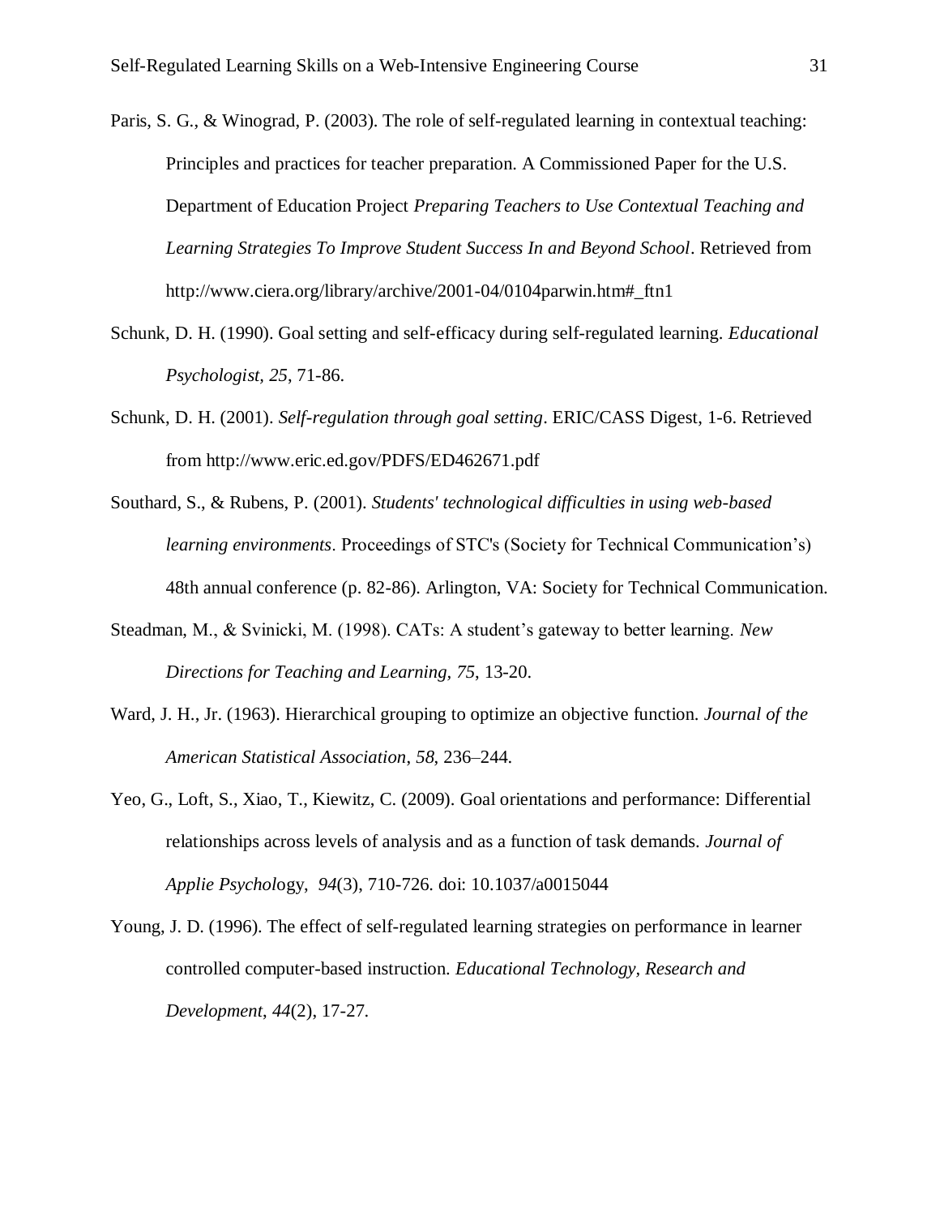Paris, S. G., & Winograd, P. (2003). The role of self-regulated learning in contextual teaching: Principles and practices for teacher preparation. A Commissioned Paper for the U.S. Department of Education Project *Preparing Teachers to Use Contextual Teaching and Learning Strategies To Improve Student Success In and Beyond School*. Retrieved from http://www.ciera.org/library/archive/2001-04/0104parwin.htm#_ftn1

Schunk, D. H. (1990). Goal setting and self-efficacy during self-regulated learning. *Educational Psychologist*, *25*, 71-86.

Schunk, D. H. (2001). *Self-regulation through goal setting*. ERIC/CASS Digest, 1-6. Retrieved from http://www.eric.ed.gov/PDFS/ED462671.pdf

Southard, S., & Rubens, P. (2001). *Students' technological difficulties in using web-based learning environments*. Proceedings of STC's (Society for Technical Communication's) 48th annual conference (p. 82-86). Arlington, VA: Society for Technical Communication.

Steadman, M., & Svinicki, M. (1998). CATs: A student's gateway to better learning. *New Directions for Teaching and Learning, 75,* 13-20.

Ward, J. H., Jr. (1963). Hierarchical grouping to optimize an objective function. *Journal of the American Statistical Association*, *58*, 236–244.

Yeo, G., Loft, S., Xiao, T., Kiewitz, C. (2009). Goal orientations and performance: Differential relationships across levels of analysis and as a function of task demands. *Journal of Applie Psychology*, *94*(3), 710-726. doi: 10.1037/a0015044

Young, J. D. (1996). The effect of self-regulated learning strategies on performance in learner controlled computer-based instruction. *Educational Technology, Research and Development*, *44*(2), 17-27.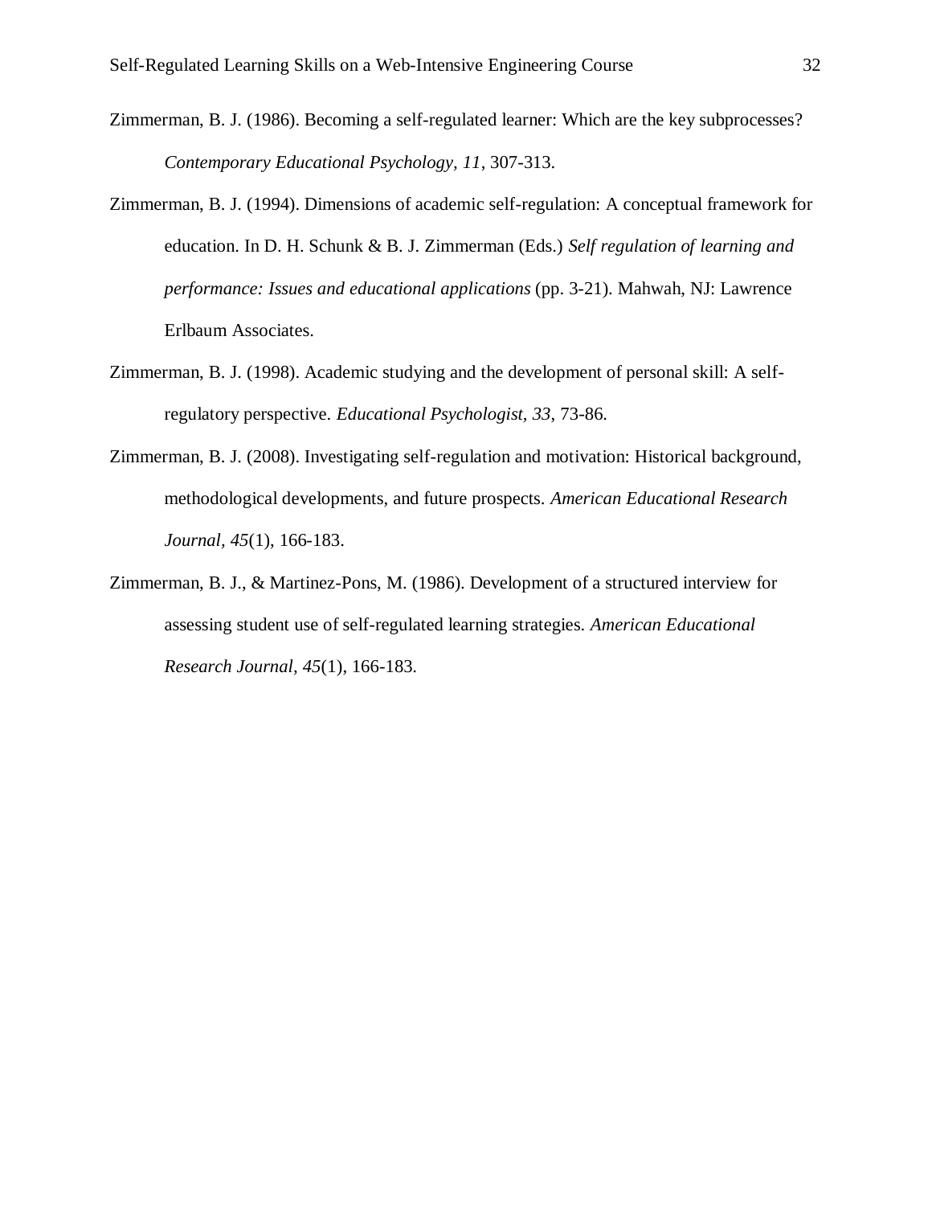Zimmerman, B. J. (1986). Becoming a self-regulated learner: Which are the key subprocesses? *Contemporary Educational Psychology, 11*, 307-313.

Zimmerman, B. J. (1994). Dimensions of academic self-regulation: A conceptual framework for education. In D. H. Schunk & B. J. Zimmerman (Eds.) *Self regulation of learning and performance: Issues and educational applications* (pp. 3-21). Mahwah, NJ: Lawrence Erlbaum Associates.

Zimmerman, B. J. (1998). Academic studying and the development of personal skill: A self-regulatory perspective. *Educational Psychologist, 33*, 73-86.

Zimmerman, B. J. (2008). Investigating self-regulation and motivation: Historical background, methodological developments, and future prospects. *American Educational Research Journal, 45*(1), 166-183.

Zimmerman, B. J., & Martinez-Pons, M. (1986). Development of a structured interview for assessing student use of self-regulated learning strategies. *American Educational Research Journal, 45*(1), 166-183.